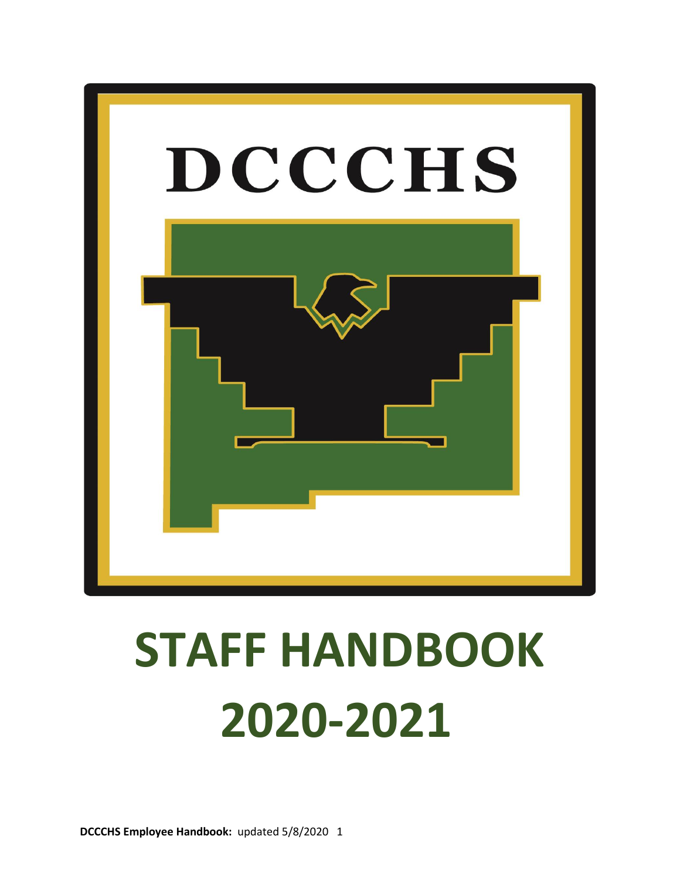DCCCHS

# STAFF HANDBOOK 2020-2021

**DCCCHS Employee Handbook:** updated 5/8/2020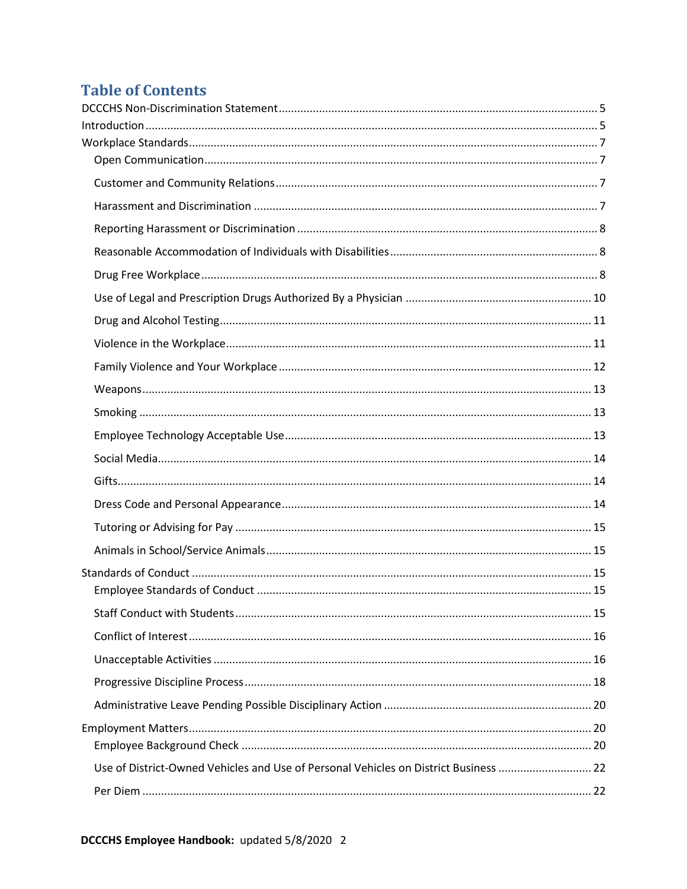# Table of Contents

DCCCHS Non-Discrimination Statement ..... 5

Introduction ..... 5

Workplace Standards ..... 7

- Open Communication ..... 7
- Customer and Community Relations ..... 7
- Harassment and Discrimination ..... 7
- Reporting Harassment or Discrimination ..... 8
- Reasonable Accommodation of Individuals with Disabilities ..... 8
- Drug Free Workplace ..... 8
- Use of Legal and Prescription Drugs Authorized By a Physician ..... 10
- Drug and Alcohol Testing ..... 11
- Violence in the Workplace ..... 11
- Family Violence and Your Workplace ..... 12
- Weapons ..... 13
- Smoking ..... 13
- Employee Technology Acceptable Use ..... 13
- Social Media ..... 14
- Gifts ..... 14
- Dress Code and Personal Appearance ..... 14
- Tutoring or Advising for Pay ..... 15
- Animals in School/Service Animals ..... 15

Standards of Conduct ..... 15

- Employee Standards of Conduct ..... 15
- Staff Conduct with Students ..... 15
- Conflict of Interest ..... 16
- Unacceptable Activities ..... 16
- Progressive Discipline Process ..... 18
- Administrative Leave Pending Possible Disciplinary Action ..... 20

Employment Matters ..... 20

- Employee Background Check ..... 20
- Use of District-Owned Vehicles and Use of Personal Vehicles on District Business ..... 22
- Per Diem ..... 22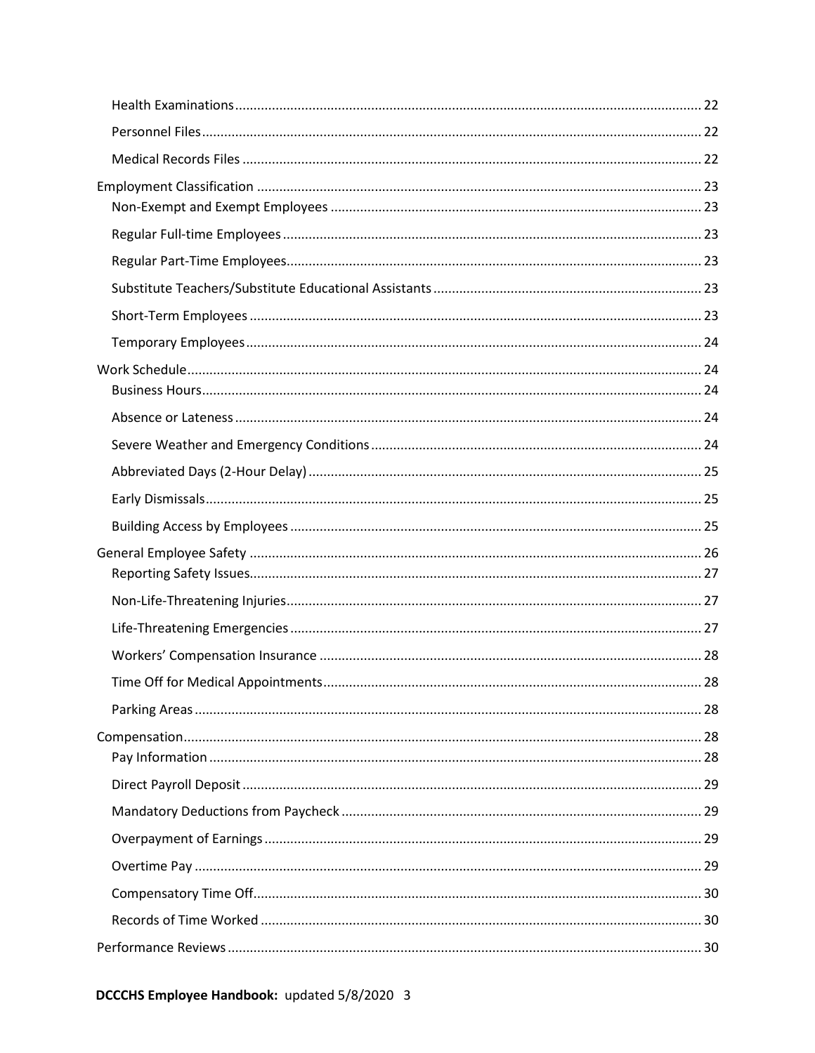- Health Examinations ... 22
- Personnel Files ... 22
- Medical Records Files ... 22

Employment Classification ... 23

- Non-Exempt and Exempt Employees ... 23
- Regular Full-time Employees ... 23
- Regular Part-Time Employees ... 23
- Substitute Teachers/Substitute Educational Assistants ... 23
- Short-Term Employees ... 23
- Temporary Employees ... 24

Work Schedule ... 24

- Business Hours ... 24
- Absence or Lateness ... 24
- Severe Weather and Emergency Conditions ... 24
- Abbreviated Days (2-Hour Delay) ... 25
- Early Dismissals ... 25
- Building Access by Employees ... 25

General Employee Safety ... 26

- Reporting Safety Issues ... 27
- Non-Life-Threatening Injuries ... 27
- Life-Threatening Emergencies ... 27
- Workers' Compensation Insurance ... 28
- Time Off for Medical Appointments ... 28
- Parking Areas ... 28

Compensation ... 28

- Pay Information ... 28
- Direct Payroll Deposit ... 29
- Mandatory Deductions from Paycheck ... 29
- Overpayment of Earnings ... 29
- Overtime Pay ... 29
- Compensatory Time Off ... 30
- Records of Time Worked ... 30

Performance Reviews ... 30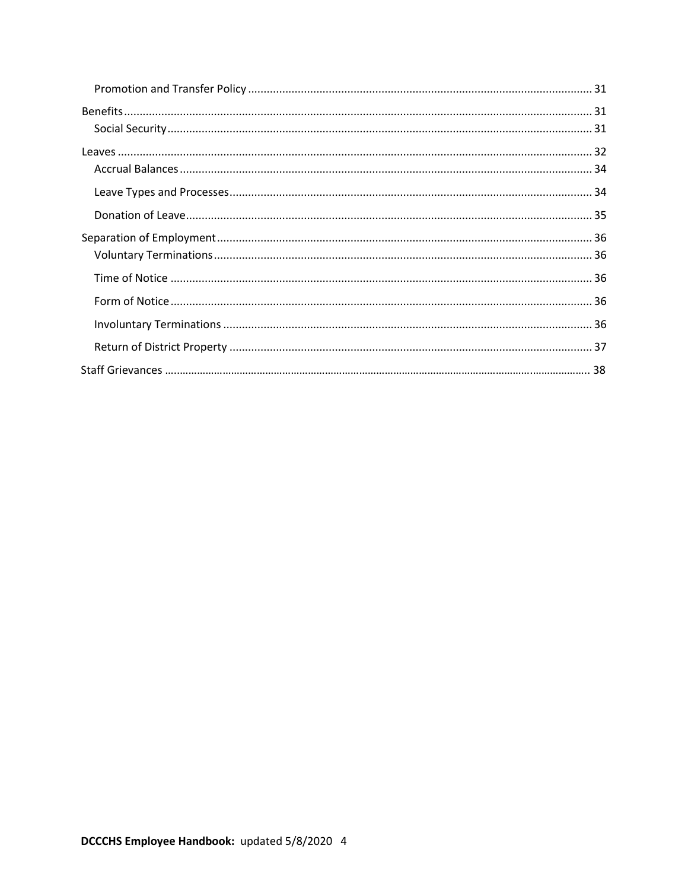- Promotion and Transfer Policy ..... 31
- Benefits ..... 31
  - Social Security ..... 31
- Leaves ..... 32
  - Accrual Balances ..... 34
  - Leave Types and Processes ..... 34
  - Donation of Leave ..... 35
- Separation of Employment ..... 36
  - Voluntary Terminations ..... 36
  - Time of Notice ..... 36
  - Form of Notice ..... 36
  - Involuntary Terminations ..... 36
  - Return of District Property ..... 37
- Staff Grievances ..... 38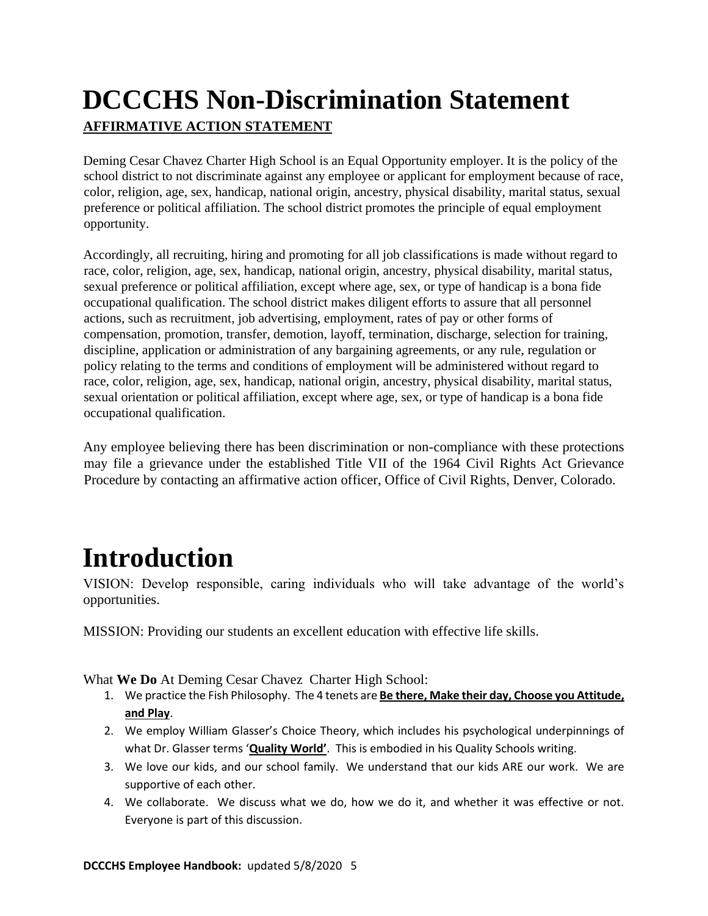# DCCCHS Non-Discrimination Statement

**AFFIRMATIVE ACTION STATEMENT**

Deming Cesar Chavez Charter High School is an Equal Opportunity employer. It is the policy of the school district to not discriminate against any employee or applicant for employment because of race, color, religion, age, sex, handicap, national origin, ancestry, physical disability, marital status, sexual preference or political affiliation. The school district promotes the principle of equal employment opportunity.

Accordingly, all recruiting, hiring and promoting for all job classifications is made without regard to race, color, religion, age, sex, handicap, national origin, ancestry, physical disability, marital status, sexual preference or political affiliation, except where age, sex, or type of handicap is a bona fide occupational qualification. The school district makes diligent efforts to assure that all personnel actions, such as recruitment, job advertising, employment, rates of pay or other forms of compensation, promotion, transfer, demotion, layoff, termination, discharge, selection for training, discipline, application or administration of any bargaining agreements, or any rule, regulation or policy relating to the terms and conditions of employment will be administered without regard to race, color, religion, age, sex, handicap, national origin, ancestry, physical disability, marital status, sexual orientation or political affiliation, except where age, sex, or type of handicap is a bona fide occupational qualification.

Any employee believing there has been discrimination or non-compliance with these protections may file a grievance under the established Title VII of the 1964 Civil Rights Act Grievance Procedure by contacting an affirmative action officer, Office of Civil Rights, Denver, Colorado.

# Introduction

VISION: Develop responsible, caring individuals who will take advantage of the world's opportunities.

MISSION: Providing our students an excellent education with effective life skills.

What **We Do** At Deming Cesar Chavez Charter High School:

1. We practice the Fish Philosophy. The 4 tenets are **Be there, Make their day, Choose you Attitude, and Play**.
2. We employ William Glasser's Choice Theory, which includes his psychological underpinnings of what Dr. Glasser terms '**Quality World'**. This is embodied in his Quality Schools writing.
3. We love our kids, and our school family. We understand that our kids ARE our work. We are supportive of each other.
4. We collaborate. We discuss what we do, how we do it, and whether it was effective or not. Everyone is part of this discussion.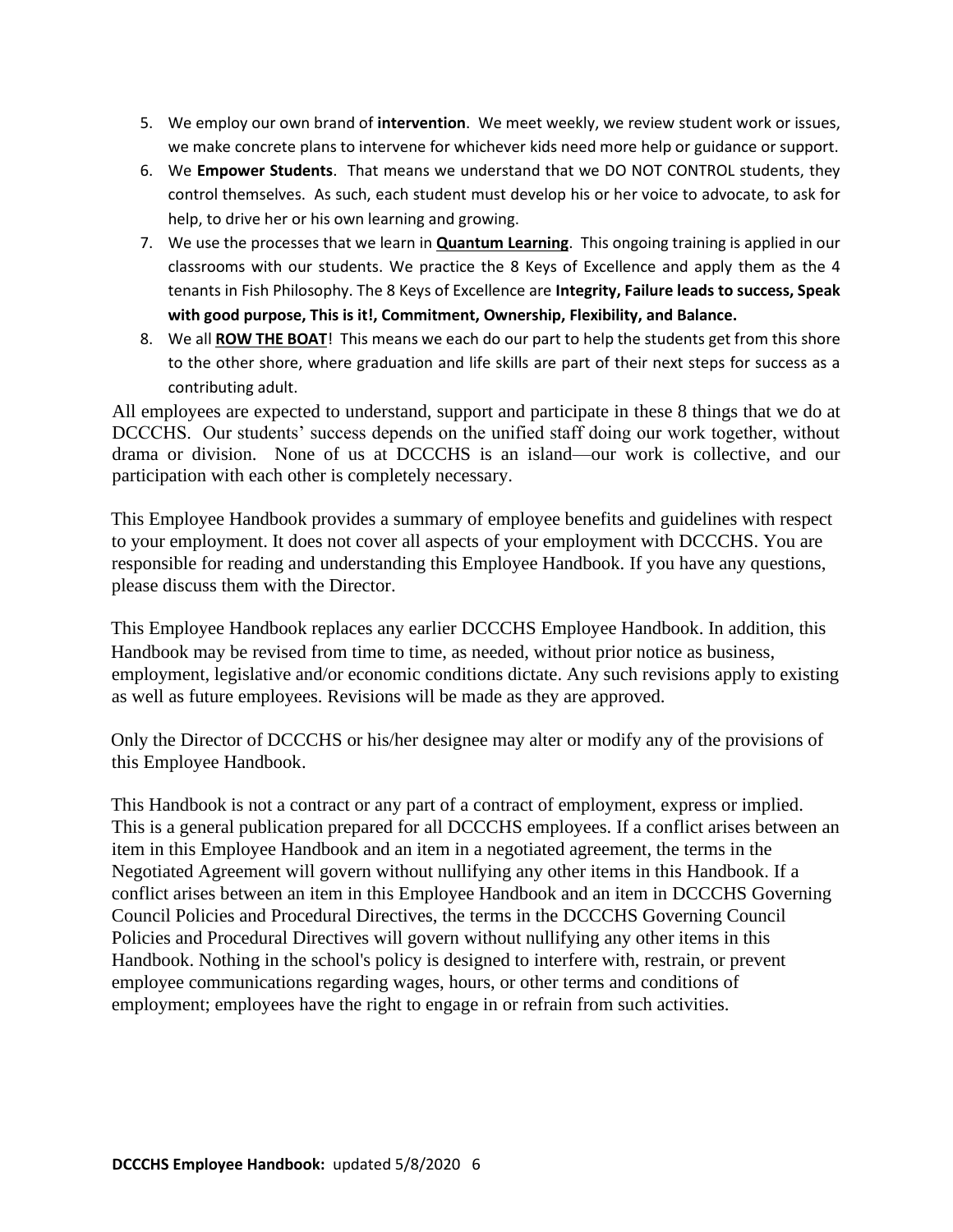5. We employ our own brand of **intervention**. We meet weekly, we review student work or issues, we make concrete plans to intervene for whichever kids need more help or guidance or support.
6. We **Empower Students**. That means we understand that we DO NOT CONTROL students, they control themselves. As such, each student must develop his or her voice to advocate, to ask for help, to drive her or his own learning and growing.
7. We use the processes that we learn in **Quantum Learning**. This ongoing training is applied in our classrooms with our students. We practice the 8 Keys of Excellence and apply them as the 4 tenants in Fish Philosophy. The 8 Keys of Excellence are **Integrity, Failure leads to success, Speak with good purpose, This is it!, Commitment, Ownership, Flexibility, and Balance.**
8. We all **ROW THE BOAT**! This means we each do our part to help the students get from this shore to the other shore, where graduation and life skills are part of their next steps for success as a contributing adult.

All employees are expected to understand, support and participate in these 8 things that we do at DCCCHS. Our students' success depends on the unified staff doing our work together, without drama or division. None of us at DCCCHS is an island—our work is collective, and our participation with each other is completely necessary.

This Employee Handbook provides a summary of employee benefits and guidelines with respect to your employment. It does not cover all aspects of your employment with DCCCHS. You are responsible for reading and understanding this Employee Handbook. If you have any questions, please discuss them with the Director.

This Employee Handbook replaces any earlier DCCCHS Employee Handbook. In addition, this Handbook may be revised from time to time, as needed, without prior notice as business, employment, legislative and/or economic conditions dictate. Any such revisions apply to existing as well as future employees. Revisions will be made as they are approved.

Only the Director of DCCCHS or his/her designee may alter or modify any of the provisions of this Employee Handbook.

This Handbook is not a contract or any part of a contract of employment, express or implied. This is a general publication prepared for all DCCCHS employees. If a conflict arises between an item in this Employee Handbook and an item in a negotiated agreement, the terms in the Negotiated Agreement will govern without nullifying any other items in this Handbook. If a conflict arises between an item in this Employee Handbook and an item in DCCCHS Governing Council Policies and Procedural Directives, the terms in the DCCCHS Governing Council Policies and Procedural Directives will govern without nullifying any other items in this Handbook. Nothing in the school's policy is designed to interfere with, restrain, or prevent employee communications regarding wages, hours, or other terms and conditions of employment; employees have the right to engage in or refrain from such activities.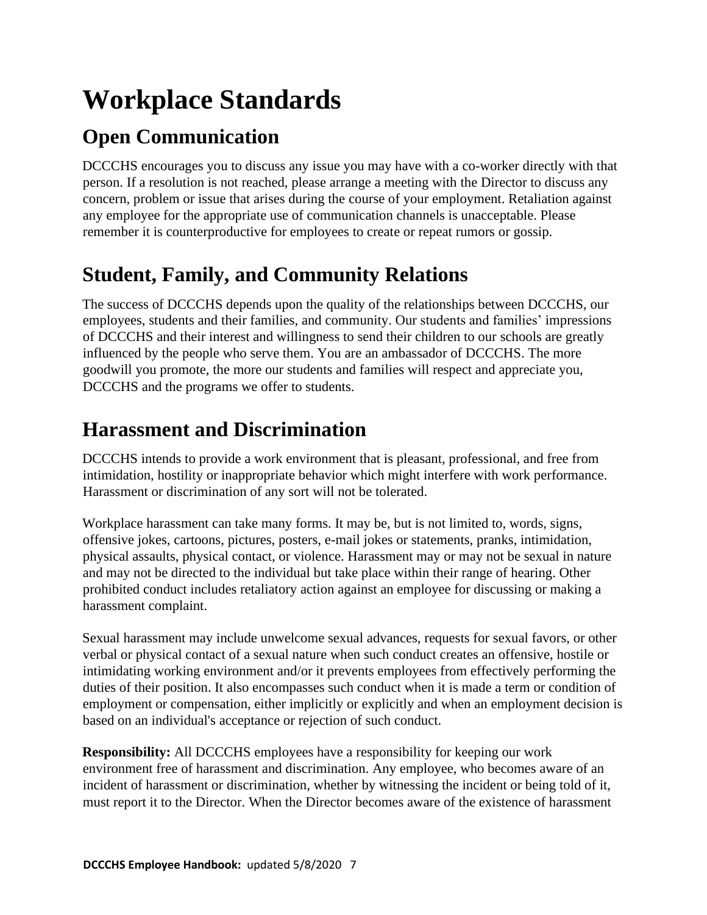# Workplace Standards

## Open Communication

DCCCHS encourages you to discuss any issue you may have with a co-worker directly with that person. If a resolution is not reached, please arrange a meeting with the Director to discuss any concern, problem or issue that arises during the course of your employment. Retaliation against any employee for the appropriate use of communication channels is unacceptable. Please remember it is counterproductive for employees to create or repeat rumors or gossip.

## Student, Family, and Community Relations

The success of DCCCHS depends upon the quality of the relationships between DCCCHS, our employees, students and their families, and community. Our students and families' impressions of DCCCHS and their interest and willingness to send their children to our schools are greatly influenced by the people who serve them. You are an ambassador of DCCCHS. The more goodwill you promote, the more our students and families will respect and appreciate you, DCCCHS and the programs we offer to students.

## Harassment and Discrimination

DCCCHS intends to provide a work environment that is pleasant, professional, and free from intimidation, hostility or inappropriate behavior which might interfere with work performance. Harassment or discrimination of any sort will not be tolerated.

Workplace harassment can take many forms. It may be, but is not limited to, words, signs, offensive jokes, cartoons, pictures, posters, e-mail jokes or statements, pranks, intimidation, physical assaults, physical contact, or violence. Harassment may or may not be sexual in nature and may not be directed to the individual but take place within their range of hearing. Other prohibited conduct includes retaliatory action against an employee for discussing or making a harassment complaint.

Sexual harassment may include unwelcome sexual advances, requests for sexual favors, or other verbal or physical contact of a sexual nature when such conduct creates an offensive, hostile or intimidating working environment and/or it prevents employees from effectively performing the duties of their position. It also encompasses such conduct when it is made a term or condition of employment or compensation, either implicitly or explicitly and when an employment decision is based on an individual's acceptance or rejection of such conduct.

**Responsibility:** All DCCCHS employees have a responsibility for keeping our work environment free of harassment and discrimination. Any employee, who becomes aware of an incident of harassment or discrimination, whether by witnessing the incident or being told of it, must report it to the Director. When the Director becomes aware of the existence of harassment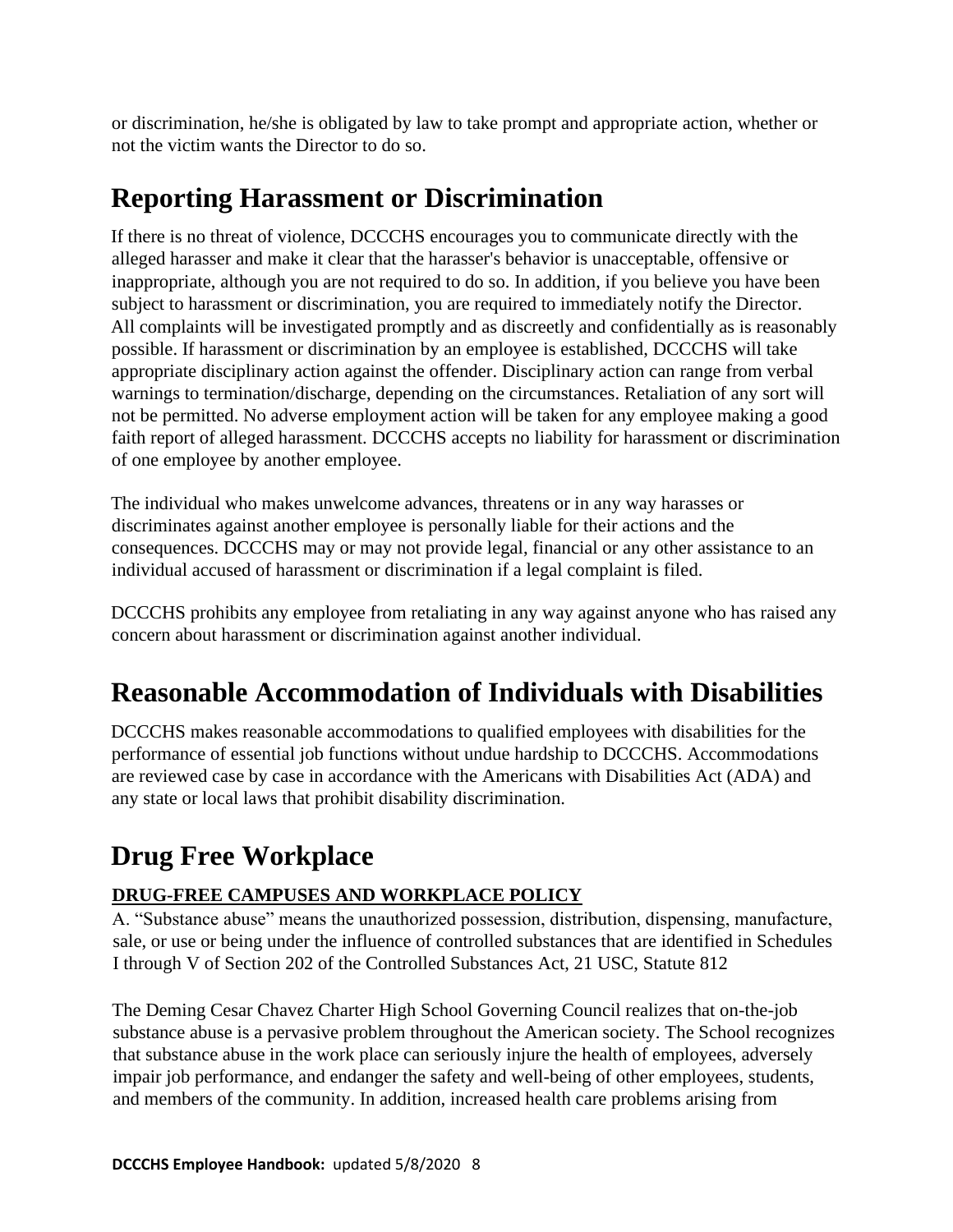or discrimination, he/she is obligated by law to take prompt and appropriate action, whether or not the victim wants the Director to do so.

# Reporting Harassment or Discrimination

If there is no threat of violence, DCCCHS encourages you to communicate directly with the alleged harasser and make it clear that the harasser's behavior is unacceptable, offensive or inappropriate, although you are not required to do so. In addition, if you believe you have been subject to harassment or discrimination, you are required to immediately notify the Director. All complaints will be investigated promptly and as discreetly and confidentially as is reasonably possible. If harassment or discrimination by an employee is established, DCCCHS will take appropriate disciplinary action against the offender. Disciplinary action can range from verbal warnings to termination/discharge, depending on the circumstances. Retaliation of any sort will not be permitted. No adverse employment action will be taken for any employee making a good faith report of alleged harassment. DCCCHS accepts no liability for harassment or discrimination of one employee by another employee.

The individual who makes unwelcome advances, threatens or in any way harasses or discriminates against another employee is personally liable for their actions and the consequences. DCCCHS may or may not provide legal, financial or any other assistance to an individual accused of harassment or discrimination if a legal complaint is filed.

DCCCHS prohibits any employee from retaliating in any way against anyone who has raised any concern about harassment or discrimination against another individual.

# Reasonable Accommodation of Individuals with Disabilities

DCCCHS makes reasonable accommodations to qualified employees with disabilities for the performance of essential job functions without undue hardship to DCCCHS. Accommodations are reviewed case by case in accordance with the Americans with Disabilities Act (ADA) and any state or local laws that prohibit disability discrimination.

# Drug Free Workplace

**DRUG-FREE CAMPUSES AND WORKPLACE POLICY**

A. "Substance abuse" means the unauthorized possession, distribution, dispensing, manufacture, sale, or use or being under the influence of controlled substances that are identified in Schedules I through V of Section 202 of the Controlled Substances Act, 21 USC, Statute 812

The Deming Cesar Chavez Charter High School Governing Council realizes that on-the-job substance abuse is a pervasive problem throughout the American society. The School recognizes that substance abuse in the work place can seriously injure the health of employees, adversely impair job performance, and endanger the safety and well-being of other employees, students, and members of the community. In addition, increased health care problems arising from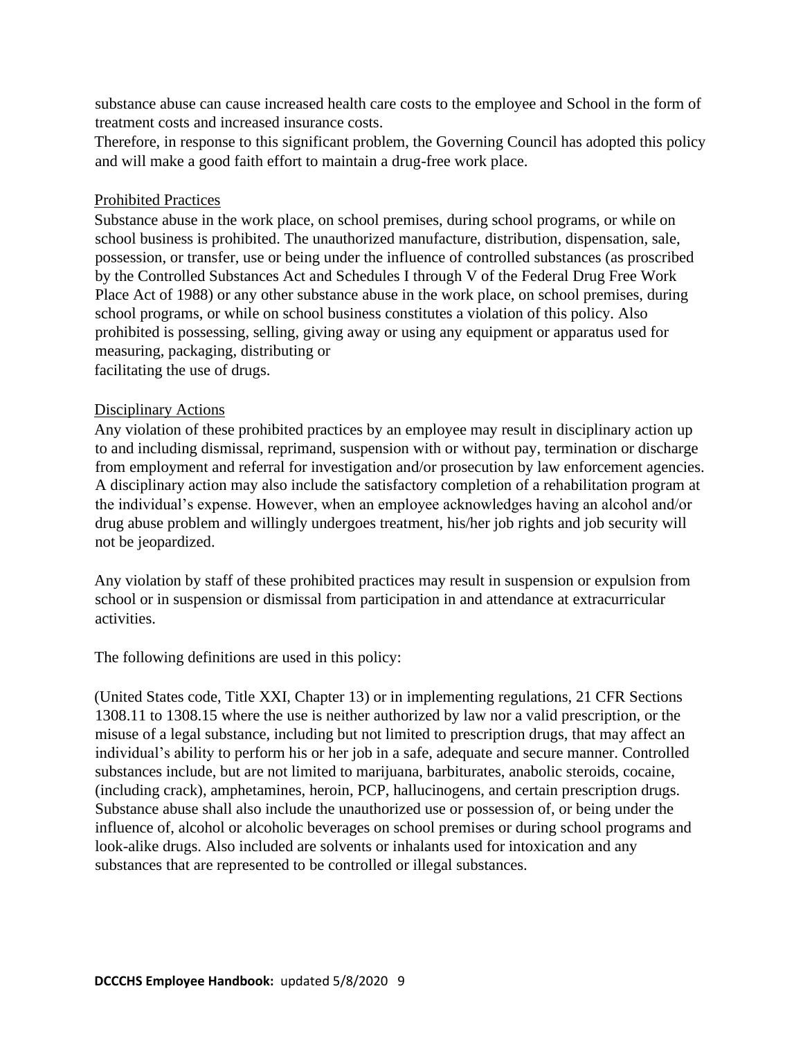substance abuse can cause increased health care costs to the employee and School in the form of treatment costs and increased insurance costs.

Therefore, in response to this significant problem, the Governing Council has adopted this policy and will make a good faith effort to maintain a drug-free work place.

Prohibited Practices

Substance abuse in the work place, on school premises, during school programs, or while on school business is prohibited. The unauthorized manufacture, distribution, dispensation, sale, possession, or transfer, use or being under the influence of controlled substances (as proscribed by the Controlled Substances Act and Schedules I through V of the Federal Drug Free Work Place Act of 1988) or any other substance abuse in the work place, on school premises, during school programs, or while on school business constitutes a violation of this policy. Also prohibited is possessing, selling, giving away or using any equipment or apparatus used for measuring, packaging, distributing or facilitating the use of drugs.

Disciplinary Actions

Any violation of these prohibited practices by an employee may result in disciplinary action up to and including dismissal, reprimand, suspension with or without pay, termination or discharge from employment and referral for investigation and/or prosecution by law enforcement agencies. A disciplinary action may also include the satisfactory completion of a rehabilitation program at the individual's expense. However, when an employee acknowledges having an alcohol and/or drug abuse problem and willingly undergoes treatment, his/her job rights and job security will not be jeopardized.

Any violation by staff of these prohibited practices may result in suspension or expulsion from school or in suspension or dismissal from participation in and attendance at extracurricular activities.

The following definitions are used in this policy:

(United States code, Title XXI, Chapter 13) or in implementing regulations, 21 CFR Sections 1308.11 to 1308.15 where the use is neither authorized by law nor a valid prescription, or the misuse of a legal substance, including but not limited to prescription drugs, that may affect an individual's ability to perform his or her job in a safe, adequate and secure manner. Controlled substances include, but are not limited to marijuana, barbiturates, anabolic steroids, cocaine, (including crack), amphetamines, heroin, PCP, hallucinogens, and certain prescription drugs. Substance abuse shall also include the unauthorized use or possession of, or being under the influence of, alcohol or alcoholic beverages on school premises or during school programs and look-alike drugs. Also included are solvents or inhalants used for intoxication and any substances that are represented to be controlled or illegal substances.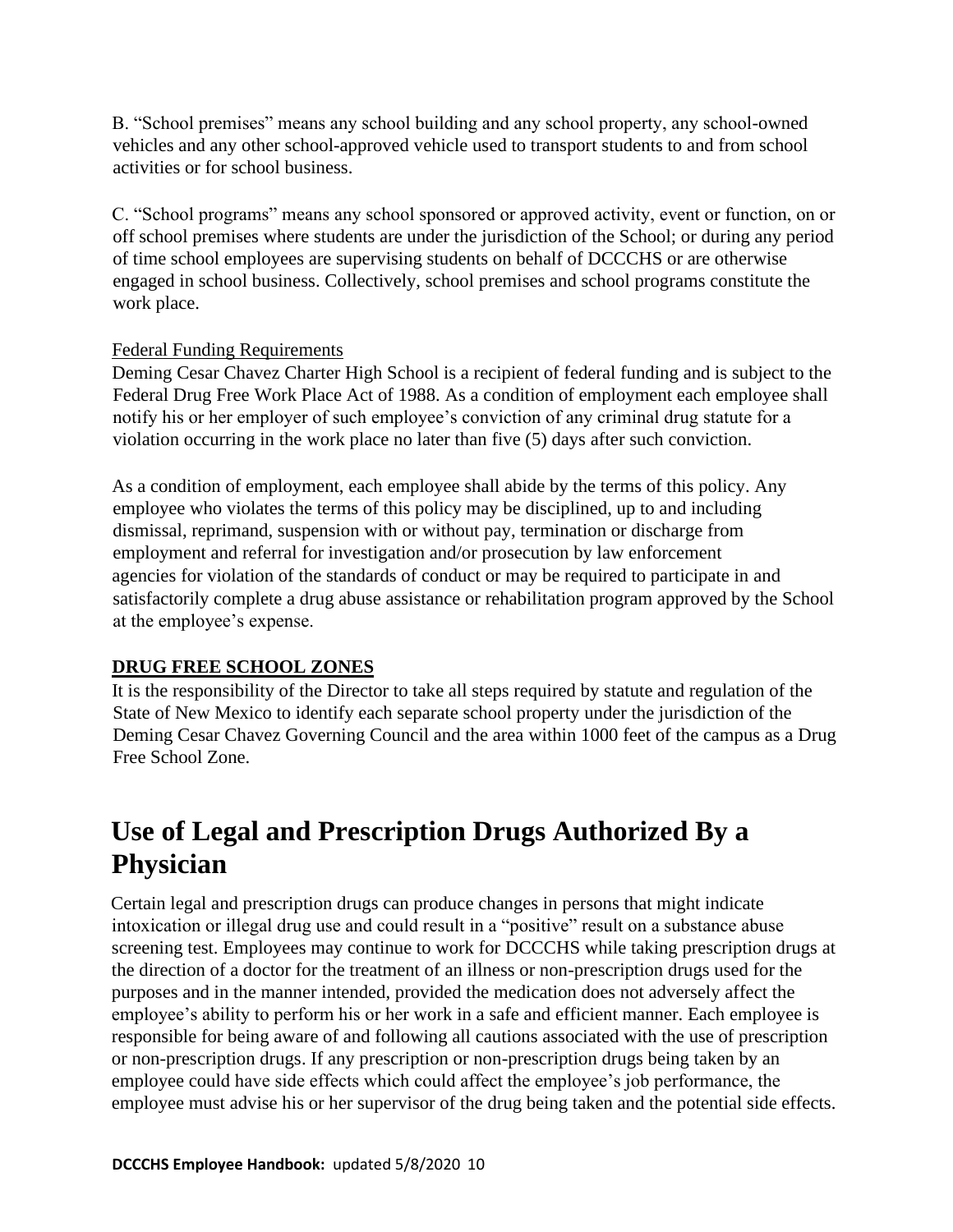B. “School premises” means any school building and any school property, any school-owned vehicles and any other school-approved vehicle used to transport students to and from school activities or for school business.

C. “School programs” means any school sponsored or approved activity, event or function, on or off school premises where students are under the jurisdiction of the School; or during any period of time school employees are supervising students on behalf of DCCCHS or are otherwise engaged in school business. Collectively, school premises and school programs constitute the work place.

Federal Funding Requirements

Deming Cesar Chavez Charter High School is a recipient of federal funding and is subject to the Federal Drug Free Work Place Act of 1988. As a condition of employment each employee shall notify his or her employer of such employee’s conviction of any criminal drug statute for a violation occurring in the work place no later than five (5) days after such conviction.

As a condition of employment, each employee shall abide by the terms of this policy. Any employee who violates the terms of this policy may be disciplined, up to and including dismissal, reprimand, suspension with or without pay, termination or discharge from employment and referral for investigation and/or prosecution by law enforcement agencies for violation of the standards of conduct or may be required to participate in and satisfactorily complete a drug abuse assistance or rehabilitation program approved by the School at the employee’s expense.

**DRUG FREE SCHOOL ZONES**

It is the responsibility of the Director to take all steps required by statute and regulation of the State of New Mexico to identify each separate school property under the jurisdiction of the Deming Cesar Chavez Governing Council and the area within 1000 feet of the campus as a Drug Free School Zone.

# Use of Legal and Prescription Drugs Authorized By a Physician

Certain legal and prescription drugs can produce changes in persons that might indicate intoxication or illegal drug use and could result in a “positive” result on a substance abuse screening test. Employees may continue to work for DCCCHS while taking prescription drugs at the direction of a doctor for the treatment of an illness or non-prescription drugs used for the purposes and in the manner intended, provided the medication does not adversely affect the employee’s ability to perform his or her work in a safe and efficient manner. Each employee is responsible for being aware of and following all cautions associated with the use of prescription or non-prescription drugs. If any prescription or non-prescription drugs being taken by an employee could have side effects which could affect the employee’s job performance, the employee must advise his or her supervisor of the drug being taken and the potential side effects.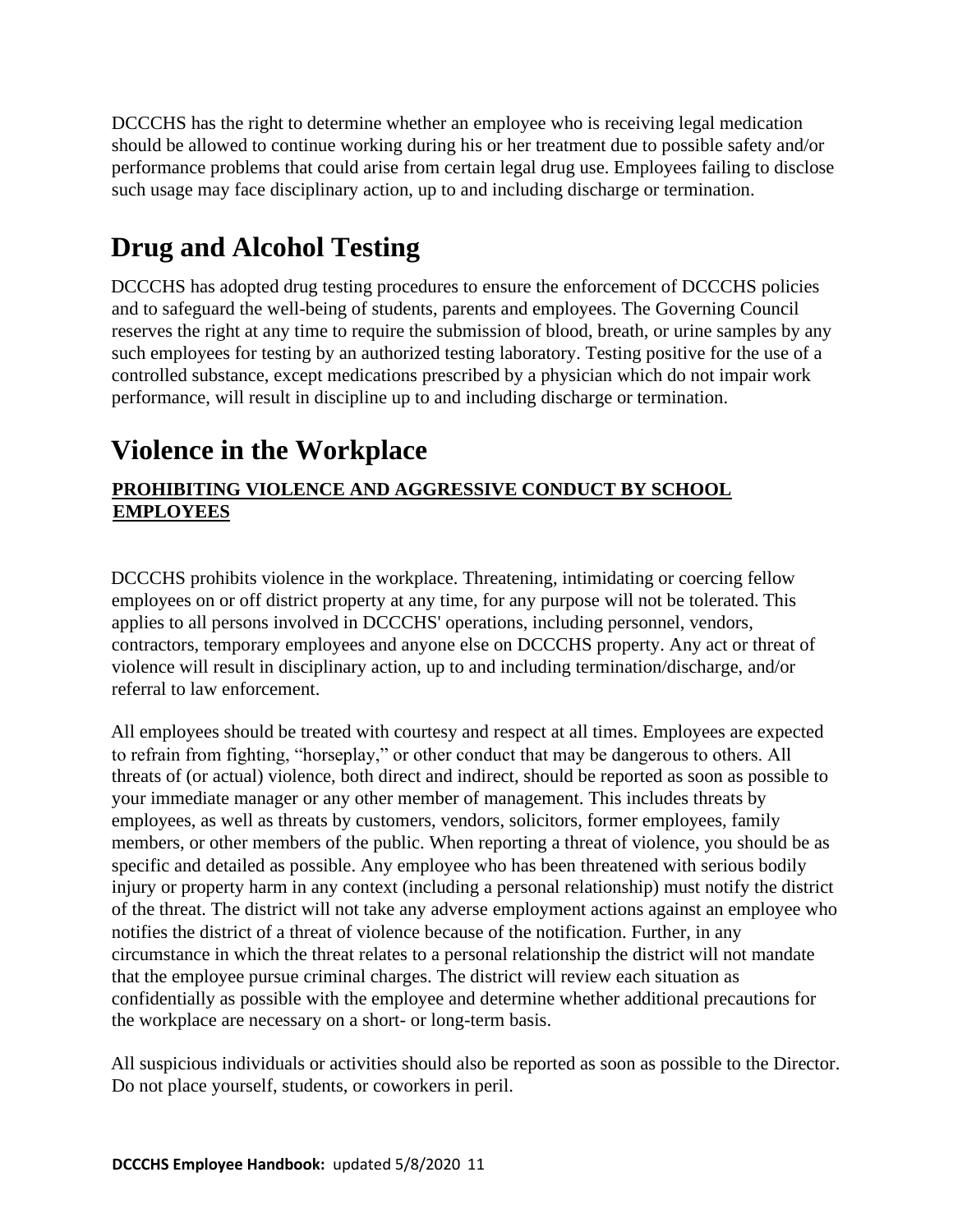DCCCHS has the right to determine whether an employee who is receiving legal medication should be allowed to continue working during his or her treatment due to possible safety and/or performance problems that could arise from certain legal drug use. Employees failing to disclose such usage may face disciplinary action, up to and including discharge or termination.

# Drug and Alcohol Testing

DCCCHS has adopted drug testing procedures to ensure the enforcement of DCCCHS policies and to safeguard the well-being of students, parents and employees. The Governing Council reserves the right at any time to require the submission of blood, breath, or urine samples by any such employees for testing by an authorized testing laboratory. Testing positive for the use of a controlled substance, except medications prescribed by a physician which do not impair work performance, will result in discipline up to and including discharge or termination.

# Violence in the Workplace

## PROHIBITING VIOLENCE AND AGGRESSIVE CONDUCT BY SCHOOL EMPLOYEES

DCCCHS prohibits violence in the workplace. Threatening, intimidating or coercing fellow employees on or off district property at any time, for any purpose will not be tolerated. This applies to all persons involved in DCCCHS' operations, including personnel, vendors, contractors, temporary employees and anyone else on DCCCHS property. Any act or threat of violence will result in disciplinary action, up to and including termination/discharge, and/or referral to law enforcement.

All employees should be treated with courtesy and respect at all times. Employees are expected to refrain from fighting, "horseplay," or other conduct that may be dangerous to others. All threats of (or actual) violence, both direct and indirect, should be reported as soon as possible to your immediate manager or any other member of management. This includes threats by employees, as well as threats by customers, vendors, solicitors, former employees, family members, or other members of the public. When reporting a threat of violence, you should be as specific and detailed as possible. Any employee who has been threatened with serious bodily injury or property harm in any context (including a personal relationship) must notify the district of the threat. The district will not take any adverse employment actions against an employee who notifies the district of a threat of violence because of the notification. Further, in any circumstance in which the threat relates to a personal relationship the district will not mandate that the employee pursue criminal charges. The district will review each situation as confidentially as possible with the employee and determine whether additional precautions for the workplace are necessary on a short- or long-term basis.

All suspicious individuals or activities should also be reported as soon as possible to the Director. Do not place yourself, students, or coworkers in peril.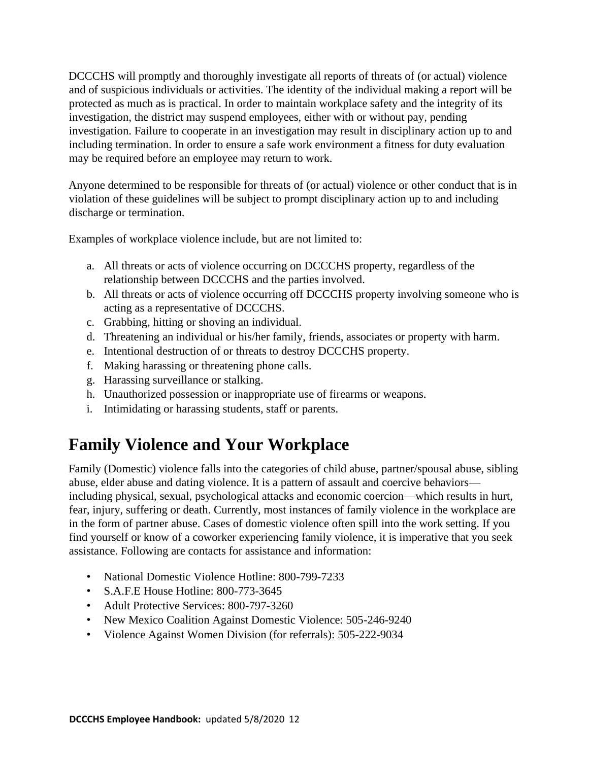DCCCHS will promptly and thoroughly investigate all reports of threats of (or actual) violence and of suspicious individuals or activities. The identity of the individual making a report will be protected as much as is practical. In order to maintain workplace safety and the integrity of its investigation, the district may suspend employees, either with or without pay, pending investigation. Failure to cooperate in an investigation may result in disciplinary action up to and including termination. In order to ensure a safe work environment a fitness for duty evaluation may be required before an employee may return to work.

Anyone determined to be responsible for threats of (or actual) violence or other conduct that is in violation of these guidelines will be subject to prompt disciplinary action up to and including discharge or termination.

Examples of workplace violence include, but are not limited to:

a. All threats or acts of violence occurring on DCCCHS property, regardless of the relationship between DCCCHS and the parties involved.
b. All threats or acts of violence occurring off DCCCHS property involving someone who is acting as a representative of DCCCHS.
c. Grabbing, hitting or shoving an individual.
d. Threatening an individual or his/her family, friends, associates or property with harm.
e. Intentional destruction of or threats to destroy DCCCHS property.
f. Making harassing or threatening phone calls.
g. Harassing surveillance or stalking.
h. Unauthorized possession or inappropriate use of firearms or weapons.
i. Intimidating or harassing students, staff or parents.

# Family Violence and Your Workplace

Family (Domestic) violence falls into the categories of child abuse, partner/spousal abuse, sibling abuse, elder abuse and dating violence. It is a pattern of assault and coercive behaviors—including physical, sexual, psychological attacks and economic coercion—which results in hurt, fear, injury, suffering or death. Currently, most instances of family violence in the workplace are in the form of partner abuse. Cases of domestic violence often spill into the work setting. If you find yourself or know of a coworker experiencing family violence, it is imperative that you seek assistance. Following are contacts for assistance and information:

- National Domestic Violence Hotline: 800-799-7233
- S.A.F.E House Hotline: 800-773-3645
- Adult Protective Services: 800-797-3260
- New Mexico Coalition Against Domestic Violence: 505-246-9240
- Violence Against Women Division (for referrals): 505-222-9034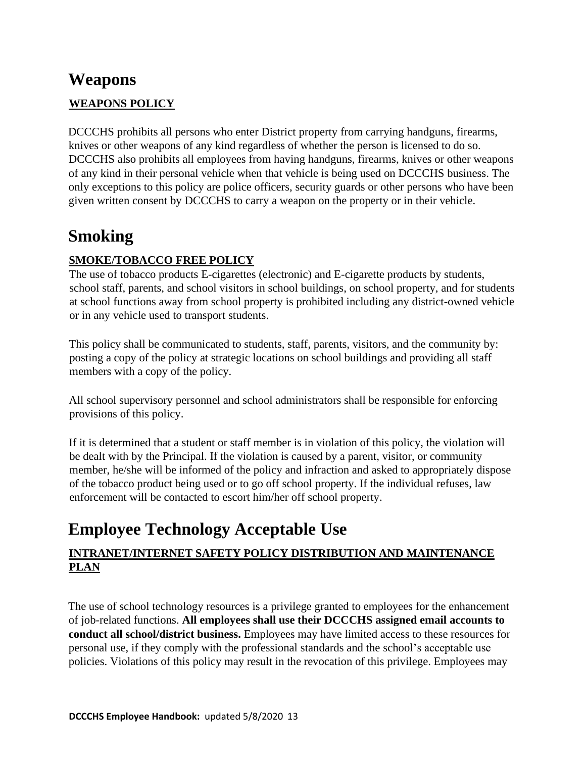# Weapons

## WEAPONS POLICY

DCCCHS prohibits all persons who enter District property from carrying handguns, firearms, knives or other weapons of any kind regardless of whether the person is licensed to do so. DCCCHS also prohibits all employees from having handguns, firearms, knives or other weapons of any kind in their personal vehicle when that vehicle is being used on DCCCHS business. The only exceptions to this policy are police officers, security guards or other persons who have been given written consent by DCCCHS to carry a weapon on the property or in their vehicle.

# Smoking

## SMOKE/TOBACCO FREE POLICY

The use of tobacco products E-cigarettes (electronic) and E-cigarette products by students, school staff, parents, and school visitors in school buildings, on school property, and for students at school functions away from school property is prohibited including any district-owned vehicle or in any vehicle used to transport students.

This policy shall be communicated to students, staff, parents, visitors, and the community by: posting a copy of the policy at strategic locations on school buildings and providing all staff members with a copy of the policy.

All school supervisory personnel and school administrators shall be responsible for enforcing provisions of this policy.

If it is determined that a student or staff member is in violation of this policy, the violation will be dealt with by the Principal. If the violation is caused by a parent, visitor, or community member, he/she will be informed of the policy and infraction and asked to appropriately dispose of the tobacco product being used or to go off school property. If the individual refuses, law enforcement will be contacted to escort him/her off school property.

# Employee Technology Acceptable Use

## INTRANET/INTERNET SAFETY POLICY DISTRIBUTION AND MAINTENANCE PLAN

The use of school technology resources is a privilege granted to employees for the enhancement of job-related functions. **All employees shall use their DCCCHS assigned email accounts to conduct all school/district business.** Employees may have limited access to these resources for personal use, if they comply with the professional standards and the school's acceptable use policies. Violations of this policy may result in the revocation of this privilege. Employees may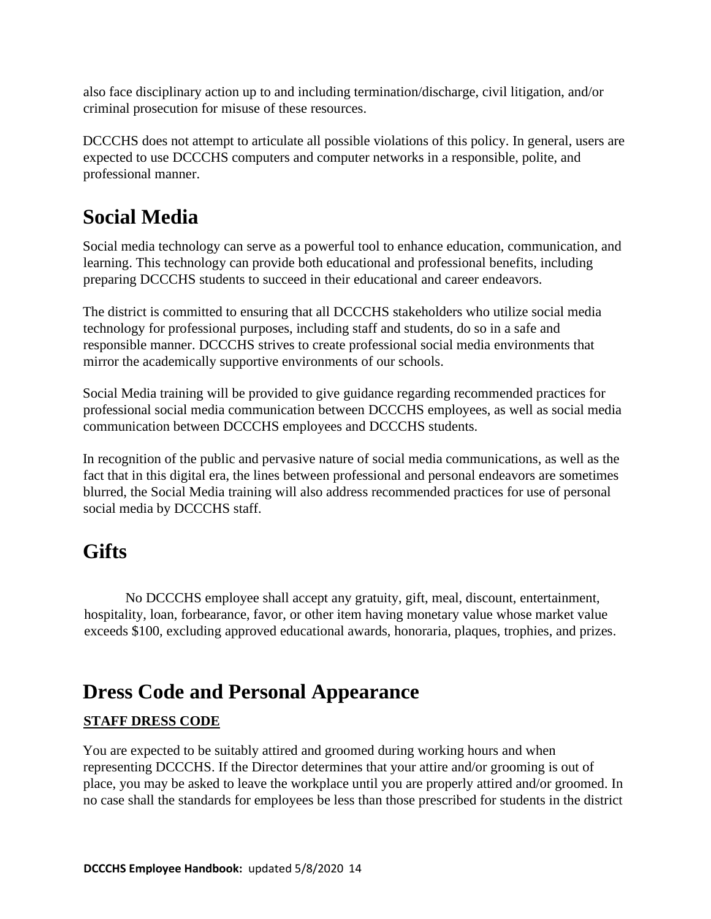also face disciplinary action up to and including termination/discharge, civil litigation, and/or criminal prosecution for misuse of these resources.

DCCCHS does not attempt to articulate all possible violations of this policy. In general, users are expected to use DCCCHS computers and computer networks in a responsible, polite, and professional manner.

# Social Media

Social media technology can serve as a powerful tool to enhance education, communication, and learning. This technology can provide both educational and professional benefits, including preparing DCCCHS students to succeed in their educational and career endeavors.

The district is committed to ensuring that all DCCCHS stakeholders who utilize social media technology for professional purposes, including staff and students, do so in a safe and responsible manner. DCCCHS strives to create professional social media environments that mirror the academically supportive environments of our schools.

Social Media training will be provided to give guidance regarding recommended practices for professional social media communication between DCCCHS employees, as well as social media communication between DCCCHS employees and DCCCHS students.

In recognition of the public and pervasive nature of social media communications, as well as the fact that in this digital era, the lines between professional and personal endeavors are sometimes blurred, the Social Media training will also address recommended practices for use of personal social media by DCCCHS staff.

# Gifts

No DCCCHS employee shall accept any gratuity, gift, meal, discount, entertainment, hospitality, loan, forbearance, favor, or other item having monetary value whose market value exceeds $100, excluding approved educational awards, honoraria, plaques, trophies, and prizes.

# Dress Code and Personal Appearance

**STAFF DRESS CODE**

You are expected to be suitably attired and groomed during working hours and when representing DCCCHS. If the Director determines that your attire and/or grooming is out of place, you may be asked to leave the workplace until you are properly attired and/or groomed. In no case shall the standards for employees be less than those prescribed for students in the district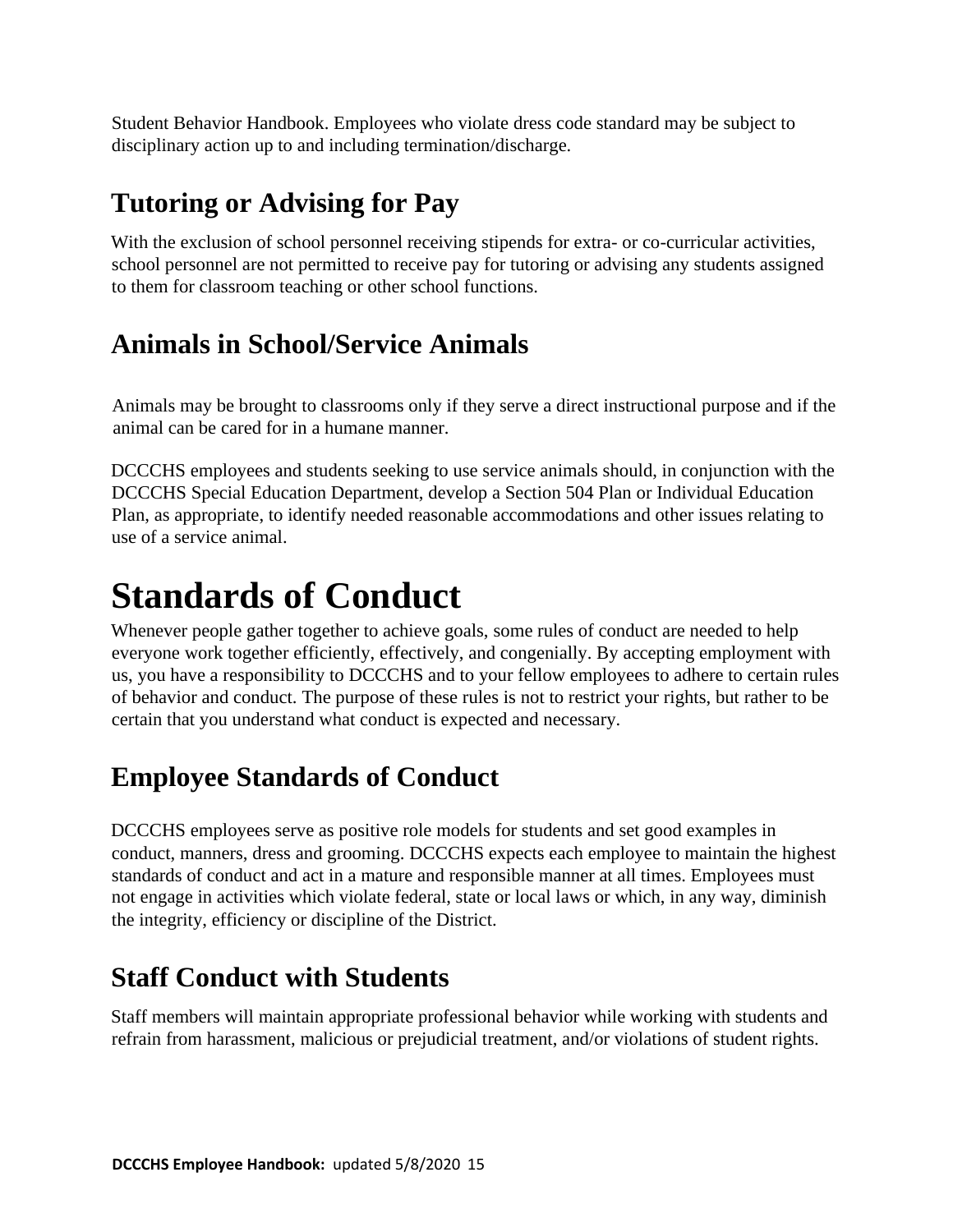Student Behavior Handbook. Employees who violate dress code standard may be subject to disciplinary action up to and including termination/discharge.

## Tutoring or Advising for Pay

With the exclusion of school personnel receiving stipends for extra- or co-curricular activities, school personnel are not permitted to receive pay for tutoring or advising any students assigned to them for classroom teaching or other school functions.

## Animals in School/Service Animals

Animals may be brought to classrooms only if they serve a direct instructional purpose and if the animal can be cared for in a humane manner.

DCCCHS employees and students seeking to use service animals should, in conjunction with the DCCCHS Special Education Department, develop a Section 504 Plan or Individual Education Plan, as appropriate, to identify needed reasonable accommodations and other issues relating to use of a service animal.

# Standards of Conduct

Whenever people gather together to achieve goals, some rules of conduct are needed to help everyone work together efficiently, effectively, and congenially. By accepting employment with us, you have a responsibility to DCCCHS and to your fellow employees to adhere to certain rules of behavior and conduct. The purpose of these rules is not to restrict your rights, but rather to be certain that you understand what conduct is expected and necessary.

## Employee Standards of Conduct

DCCCHS employees serve as positive role models for students and set good examples in conduct, manners, dress and grooming. DCCCHS expects each employee to maintain the highest standards of conduct and act in a mature and responsible manner at all times. Employees must not engage in activities which violate federal, state or local laws or which, in any way, diminish the integrity, efficiency or discipline of the District.

## Staff Conduct with Students

Staff members will maintain appropriate professional behavior while working with students and refrain from harassment, malicious or prejudicial treatment, and/or violations of student rights.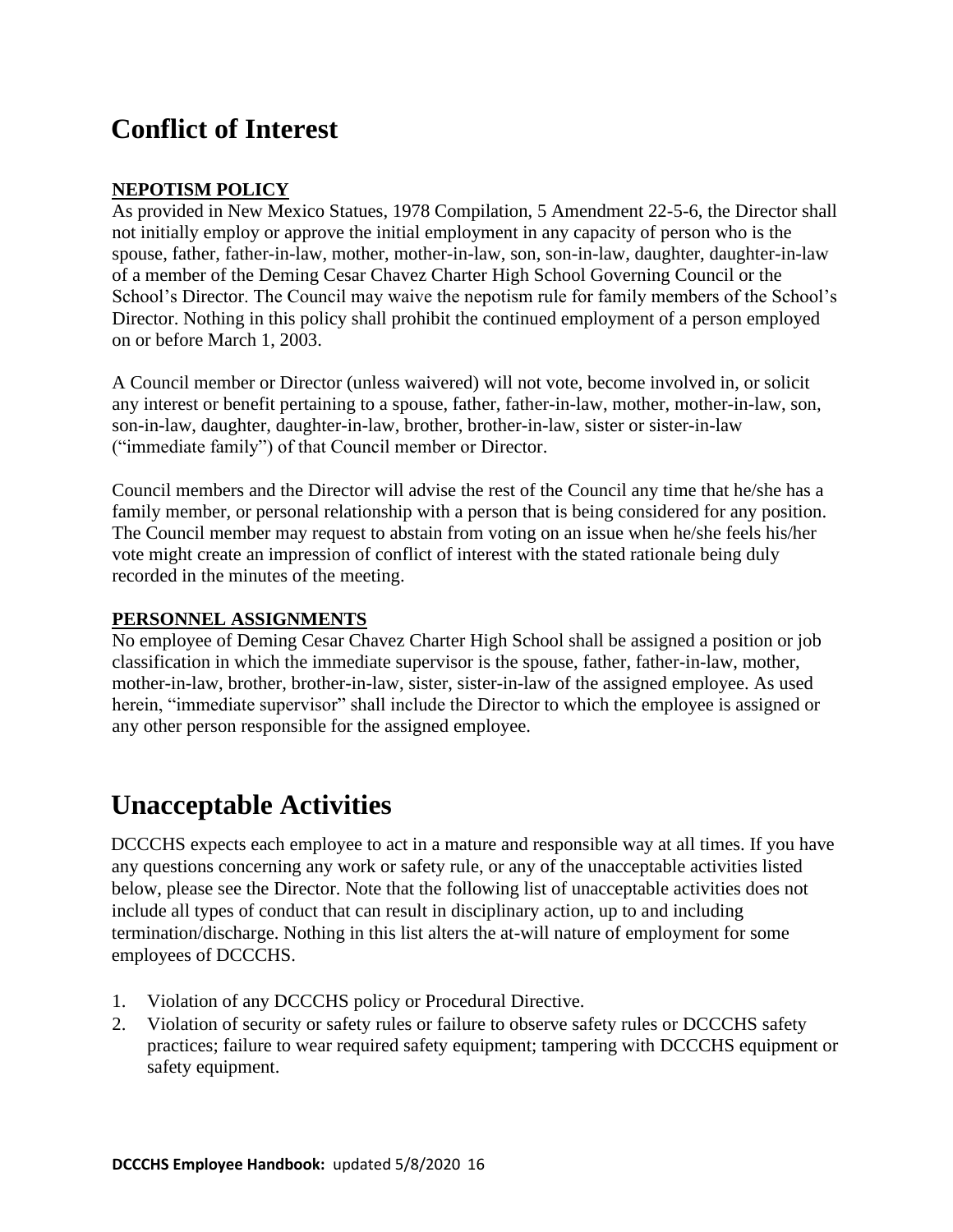# Conflict of Interest

**NEPOTISM POLICY**

As provided in New Mexico Statues, 1978 Compilation, 5 Amendment 22-5-6, the Director shall not initially employ or approve the initial employment in any capacity of person who is the spouse, father, father-in-law, mother, mother-in-law, son, son-in-law, daughter, daughter-in-law of a member of the Deming Cesar Chavez Charter High School Governing Council or the School's Director. The Council may waive the nepotism rule for family members of the School's Director. Nothing in this policy shall prohibit the continued employment of a person employed on or before March 1, 2003.

A Council member or Director (unless waivered) will not vote, become involved in, or solicit any interest or benefit pertaining to a spouse, father, father-in-law, mother, mother-in-law, son, son-in-law, daughter, daughter-in-law, brother, brother-in-law, sister or sister-in-law ("immediate family") of that Council member or Director.

Council members and the Director will advise the rest of the Council any time that he/she has a family member, or personal relationship with a person that is being considered for any position. The Council member may request to abstain from voting on an issue when he/she feels his/her vote might create an impression of conflict of interest with the stated rationale being duly recorded in the minutes of the meeting.

**PERSONNEL ASSIGNMENTS**

No employee of Deming Cesar Chavez Charter High School shall be assigned a position or job classification in which the immediate supervisor is the spouse, father, father-in-law, mother, mother-in-law, brother, brother-in-law, sister, sister-in-law of the assigned employee. As used herein, "immediate supervisor" shall include the Director to which the employee is assigned or any other person responsible for the assigned employee.

# Unacceptable Activities

DCCCHS expects each employee to act in a mature and responsible way at all times. If you have any questions concerning any work or safety rule, or any of the unacceptable activities listed below, please see the Director. Note that the following list of unacceptable activities does not include all types of conduct that can result in disciplinary action, up to and including termination/discharge. Nothing in this list alters the at-will nature of employment for some employees of DCCCHS.

1. Violation of any DCCCHS policy or Procedural Directive.
2. Violation of security or safety rules or failure to observe safety rules or DCCCHS safety practices; failure to wear required safety equipment; tampering with DCCCHS equipment or safety equipment.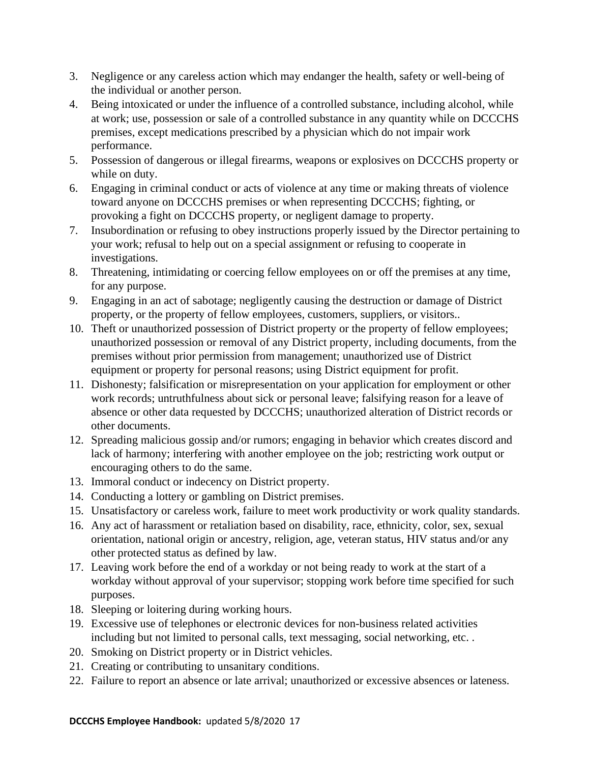3. Negligence or any careless action which may endanger the health, safety or well-being of the individual or another person.
4. Being intoxicated or under the influence of a controlled substance, including alcohol, while at work; use, possession or sale of a controlled substance in any quantity while on DCCCHS premises, except medications prescribed by a physician which do not impair work performance.
5. Possession of dangerous or illegal firearms, weapons or explosives on DCCCHS property or while on duty.
6. Engaging in criminal conduct or acts of violence at any time or making threats of violence toward anyone on DCCCHS premises or when representing DCCCHS; fighting, or provoking a fight on DCCCHS property, or negligent damage to property.
7. Insubordination or refusing to obey instructions properly issued by the Director pertaining to your work; refusal to help out on a special assignment or refusing to cooperate in investigations.
8. Threatening, intimidating or coercing fellow employees on or off the premises at any time, for any purpose.
9. Engaging in an act of sabotage; negligently causing the destruction or damage of District property, or the property of fellow employees, customers, suppliers, or visitors..
10. Theft or unauthorized possession of District property or the property of fellow employees; unauthorized possession or removal of any District property, including documents, from the premises without prior permission from management; unauthorized use of District equipment or property for personal reasons; using District equipment for profit.
11. Dishonesty; falsification or misrepresentation on your application for employment or other work records; untruthfulness about sick or personal leave; falsifying reason for a leave of absence or other data requested by DCCCHS; unauthorized alteration of District records or other documents.
12. Spreading malicious gossip and/or rumors; engaging in behavior which creates discord and lack of harmony; interfering with another employee on the job; restricting work output or encouraging others to do the same.
13. Immoral conduct or indecency on District property.
14. Conducting a lottery or gambling on District premises.
15. Unsatisfactory or careless work, failure to meet work productivity or work quality standards.
16. Any act of harassment or retaliation based on disability, race, ethnicity, color, sex, sexual orientation, national origin or ancestry, religion, age, veteran status, HIV status and/or any other protected status as defined by law.
17. Leaving work before the end of a workday or not being ready to work at the start of a workday without approval of your supervisor; stopping work before time specified for such purposes.
18. Sleeping or loitering during working hours.
19. Excessive use of telephones or electronic devices for non-business related activities including but not limited to personal calls, text messaging, social networking, etc. .
20. Smoking on District property or in District vehicles.
21. Creating or contributing to unsanitary conditions.
22. Failure to report an absence or late arrival; unauthorized or excessive absences or lateness.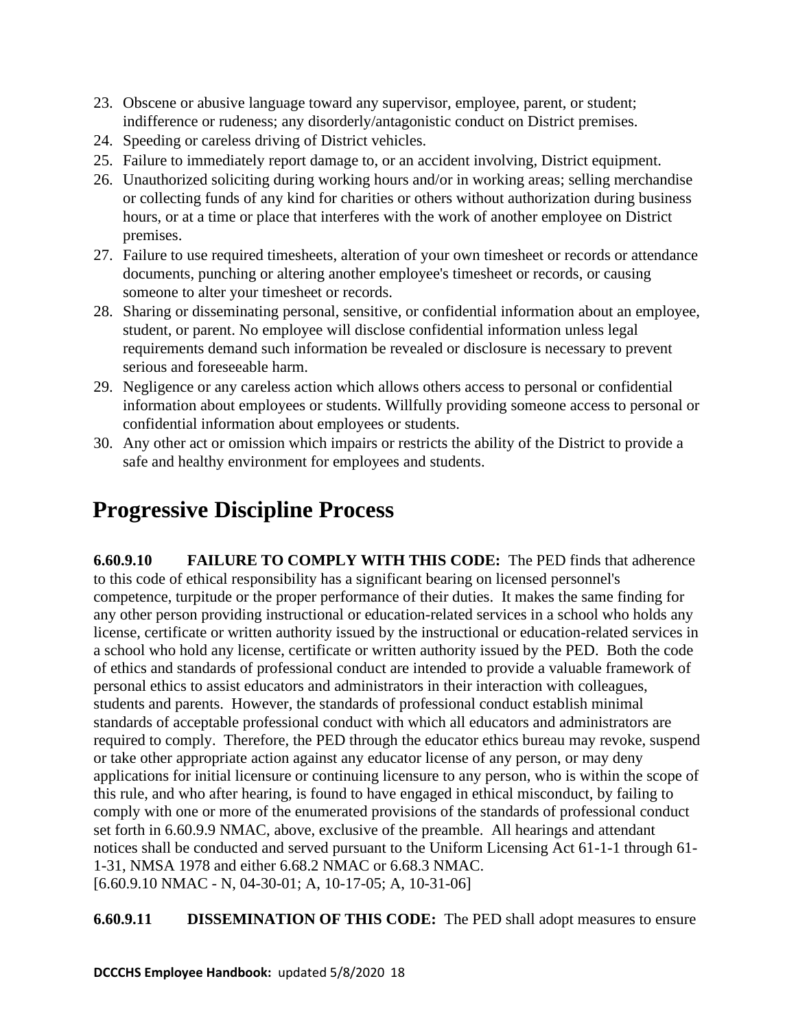23. Obscene or abusive language toward any supervisor, employee, parent, or student; indifference or rudeness; any disorderly/antagonistic conduct on District premises.
24. Speeding or careless driving of District vehicles.
25. Failure to immediately report damage to, or an accident involving, District equipment.
26. Unauthorized soliciting during working hours and/or in working areas; selling merchandise or collecting funds of any kind for charities or others without authorization during business hours, or at a time or place that interferes with the work of another employee on District premises.
27. Failure to use required timesheets, alteration of your own timesheet or records or attendance documents, punching or altering another employee's timesheet or records, or causing someone to alter your timesheet or records.
28. Sharing or disseminating personal, sensitive, or confidential information about an employee, student, or parent. No employee will disclose confidential information unless legal requirements demand such information be revealed or disclosure is necessary to prevent serious and foreseeable harm.
29. Negligence or any careless action which allows others access to personal or confidential information about employees or students. Willfully providing someone access to personal or confidential information about employees or students.
30. Any other act or omission which impairs or restricts the ability of the District to provide a safe and healthy environment for employees and students.

# Progressive Discipline Process

**6.60.9.10 FAILURE TO COMPLY WITH THIS CODE:** The PED finds that adherence to this code of ethical responsibility has a significant bearing on licensed personnel's competence, turpitude or the proper performance of their duties. It makes the same finding for any other person providing instructional or education-related services in a school who holds any license, certificate or written authority issued by the instructional or education-related services in a school who hold any license, certificate or written authority issued by the PED. Both the code of ethics and standards of professional conduct are intended to provide a valuable framework of personal ethics to assist educators and administrators in their interaction with colleagues, students and parents. However, the standards of professional conduct establish minimal standards of acceptable professional conduct with which all educators and administrators are required to comply. Therefore, the PED through the educator ethics bureau may revoke, suspend or take other appropriate action against any educator license of any person, or may deny applications for initial licensure or continuing licensure to any person, who is within the scope of this rule, and who after hearing, is found to have engaged in ethical misconduct, by failing to comply with one or more of the enumerated provisions of the standards of professional conduct set forth in 6.60.9.9 NMAC, above, exclusive of the preamble. All hearings and attendant notices shall be conducted and served pursuant to the Uniform Licensing Act 61-1-1 through 61-1-31, NMSA 1978 and either 6.68.2 NMAC or 6.68.3 NMAC.
[6.60.9.10 NMAC - N, 04-30-01; A, 10-17-05; A, 10-31-06]

**6.60.9.11 DISSEMINATION OF THIS CODE:** The PED shall adopt measures to ensure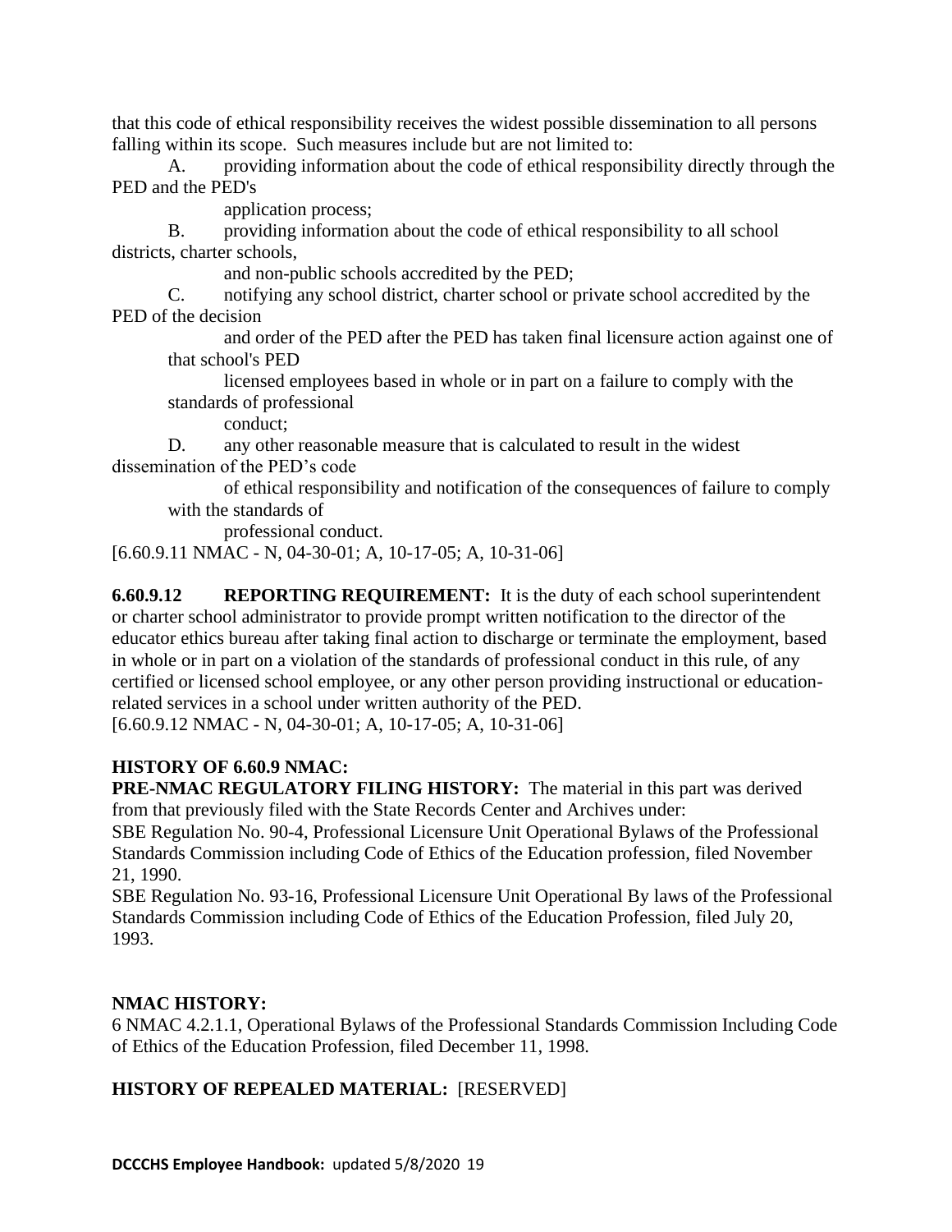that this code of ethical responsibility receives the widest possible dissemination to all persons falling within its scope. Such measures include but are not limited to:

A. providing information about the code of ethical responsibility directly through the PED and the PED's application process;

B. providing information about the code of ethical responsibility to all school districts, charter schools, and non-public schools accredited by the PED;

C. notifying any school district, charter school or private school accredited by the PED of the decision and order of the PED after the PED has taken final licensure action against one of that school's PED licensed employees based in whole or in part on a failure to comply with the standards of professional conduct;

D. any other reasonable measure that is calculated to result in the widest dissemination of the PED's code of ethical responsibility and notification of the consequences of failure to comply with the standards of professional conduct.

[6.60.9.11 NMAC - N, 04-30-01; A, 10-17-05; A, 10-31-06]

**6.60.9.12 REPORTING REQUIREMENT:** It is the duty of each school superintendent or charter school administrator to provide prompt written notification to the director of the educator ethics bureau after taking final action to discharge or terminate the employment, based in whole or in part on a violation of the standards of professional conduct in this rule, of any certified or licensed school employee, or any other person providing instructional or education-related services in a school under written authority of the PED.
[6.60.9.12 NMAC - N, 04-30-01; A, 10-17-05; A, 10-31-06]

**HISTORY OF 6.60.9 NMAC:**
**PRE-NMAC REGULATORY FILING HISTORY:** The material in this part was derived from that previously filed with the State Records Center and Archives under:
SBE Regulation No. 90-4, Professional Licensure Unit Operational Bylaws of the Professional Standards Commission including Code of Ethics of the Education profession, filed November 21, 1990.
SBE Regulation No. 93-16, Professional Licensure Unit Operational By laws of the Professional Standards Commission including Code of Ethics of the Education Profession, filed July 20, 1993.

**NMAC HISTORY:**
6 NMAC 4.2.1.1, Operational Bylaws of the Professional Standards Commission Including Code of Ethics of the Education Profession, filed December 11, 1998.

**HISTORY OF REPEALED MATERIAL:** [RESERVED]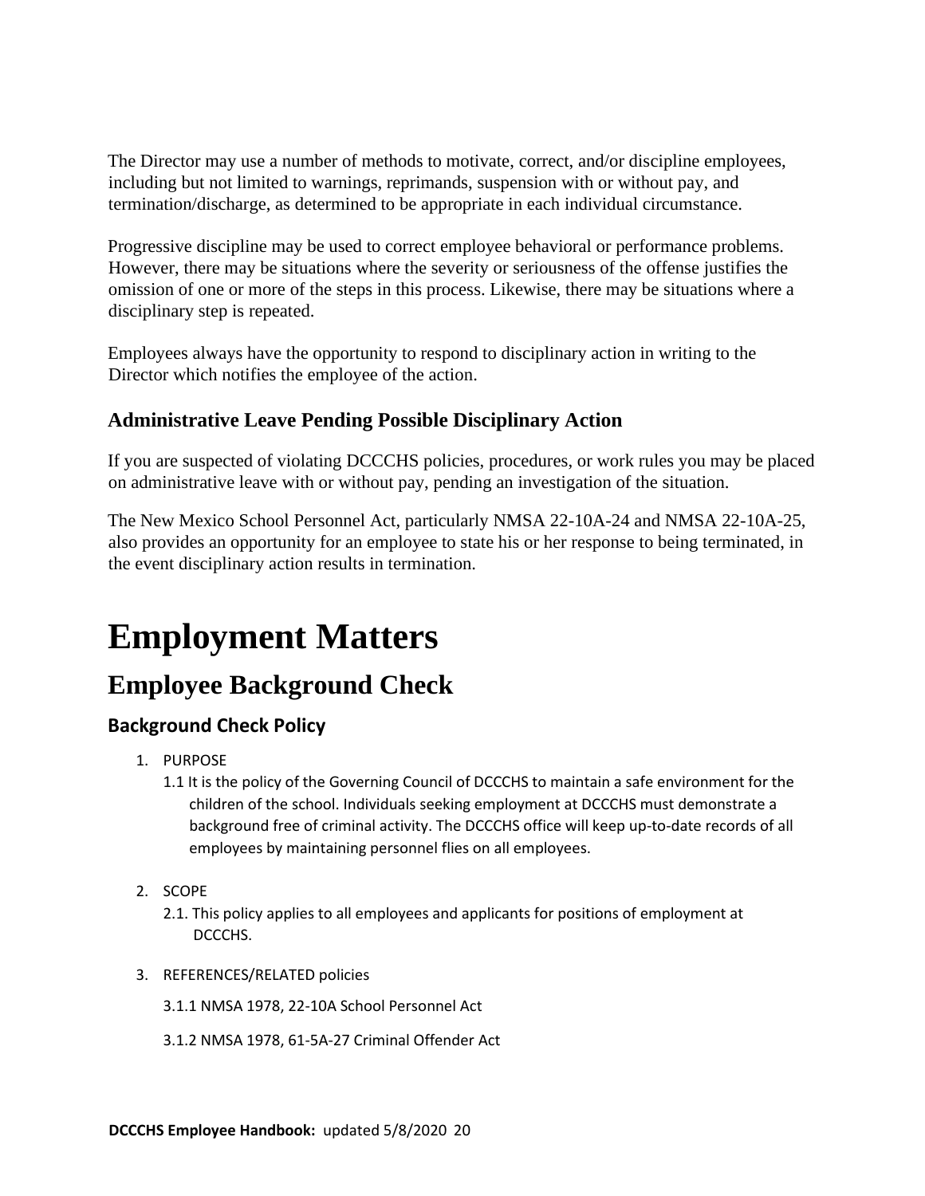The Director may use a number of methods to motivate, correct, and/or discipline employees, including but not limited to warnings, reprimands, suspension with or without pay, and termination/discharge, as determined to be appropriate in each individual circumstance.

Progressive discipline may be used to correct employee behavioral or performance problems. However, there may be situations where the severity or seriousness of the offense justifies the omission of one or more of the steps in this process. Likewise, there may be situations where a disciplinary step is repeated.

Employees always have the opportunity to respond to disciplinary action in writing to the Director which notifies the employee of the action.

### Administrative Leave Pending Possible Disciplinary Action

If you are suspected of violating DCCCHS policies, procedures, or work rules you may be placed on administrative leave with or without pay, pending an investigation of the situation.

The New Mexico School Personnel Act, particularly NMSA 22-10A-24 and NMSA 22-10A-25, also provides an opportunity for an employee to state his or her response to being terminated, in the event disciplinary action results in termination.

# Employment Matters

## Employee Background Check

### Background Check Policy

1. PURPOSE
   1.1 It is the policy of the Governing Council of DCCCHS to maintain a safe environment for the children of the school. Individuals seeking employment at DCCCHS must demonstrate a background free of criminal activity. The DCCCHS office will keep up-to-date records of all employees by maintaining personnel flies on all employees.

2. SCOPE
   2.1. This policy applies to all employees and applicants for positions of employment at DCCCHS.

3. REFERENCES/RELATED policies

   3.1.1 NMSA 1978, 22-10A School Personnel Act

   3.1.2 NMSA 1978, 61-5A-27 Criminal Offender Act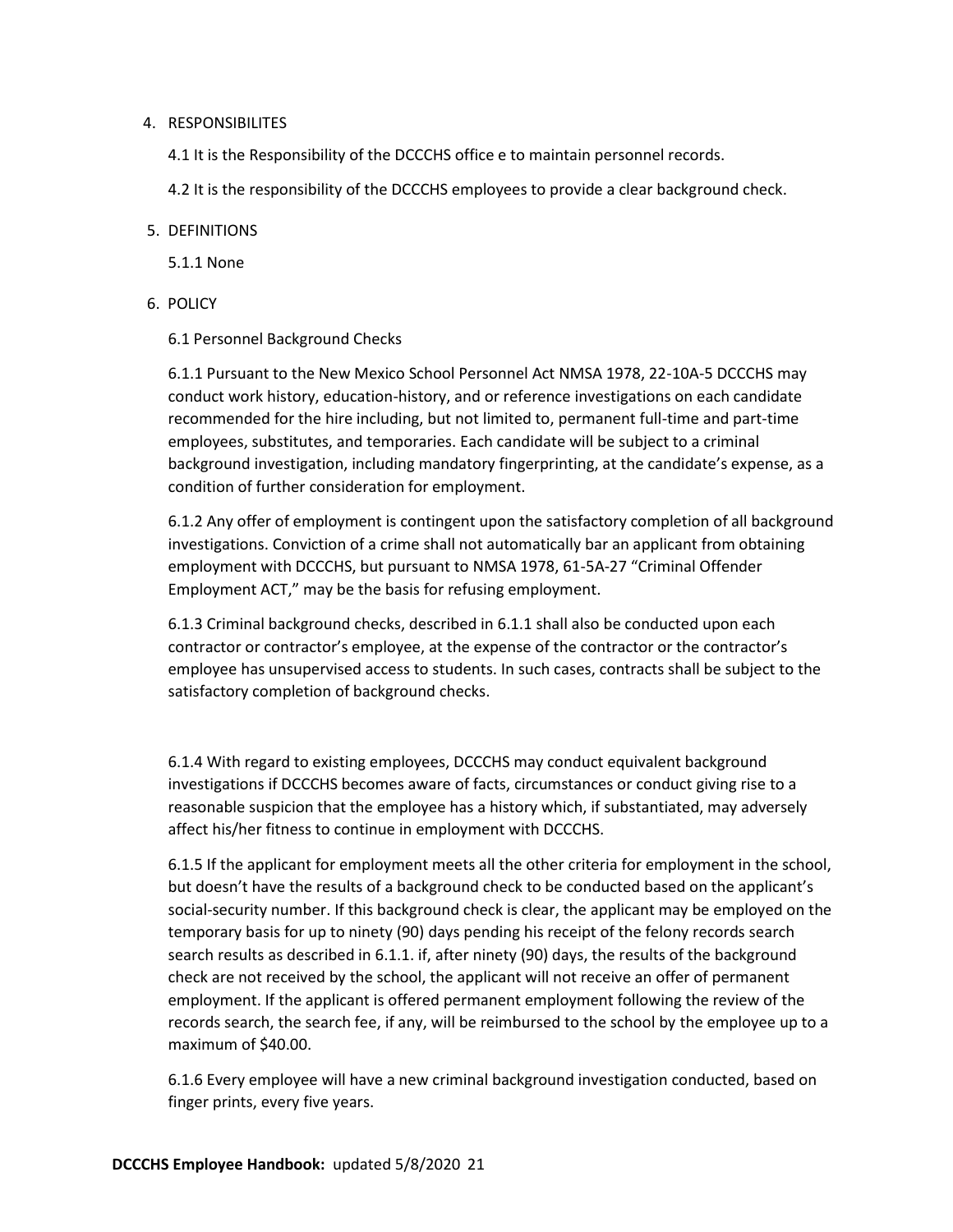4. RESPONSIBILITES

   4.1 It is the Responsibility of the DCCCHS office e to maintain personnel records.

   4.2 It is the responsibility of the DCCCHS employees to provide a clear background check.

5. DEFINITIONS

   5.1.1 None

6. POLICY

   6.1 Personnel Background Checks

   6.1.1 Pursuant to the New Mexico School Personnel Act NMSA 1978, 22-10A-5 DCCCHS may conduct work history, education-history, and or reference investigations on each candidate recommended for the hire including, but not limited to, permanent full-time and part-time employees, substitutes, and temporaries. Each candidate will be subject to a criminal background investigation, including mandatory fingerprinting, at the candidate's expense, as a condition of further consideration for employment.

   6.1.2 Any offer of employment is contingent upon the satisfactory completion of all background investigations. Conviction of a crime shall not automatically bar an applicant from obtaining employment with DCCCHS, but pursuant to NMSA 1978, 61-5A-27 "Criminal Offender Employment ACT," may be the basis for refusing employment.

   6.1.3 Criminal background checks, described in 6.1.1 shall also be conducted upon each contractor or contractor's employee, at the expense of the contractor or the contractor's employee has unsupervised access to students. In such cases, contracts shall be subject to the satisfactory completion of background checks.

   6.1.4 With regard to existing employees, DCCCHS may conduct equivalent background investigations if DCCCHS becomes aware of facts, circumstances or conduct giving rise to a reasonable suspicion that the employee has a history which, if substantiated, may adversely affect his/her fitness to continue in employment with DCCCHS.

   6.1.5 If the applicant for employment meets all the other criteria for employment in the school, but doesn't have the results of a background check to be conducted based on the applicant's social-security number. If this background check is clear, the applicant may be employed on the temporary basis for up to ninety (90) days pending his receipt of the felony records search search results as described in 6.1.1. if, after ninety (90) days, the results of the background check are not received by the school, the applicant will not receive an offer of permanent employment. If the applicant is offered permanent employment following the review of the records search, the search fee, if any, will be reimbursed to the school by the employee up to a maximum of $40.00.

   6.1.6 Every employee will have a new criminal background investigation conducted, based on finger prints, every five years.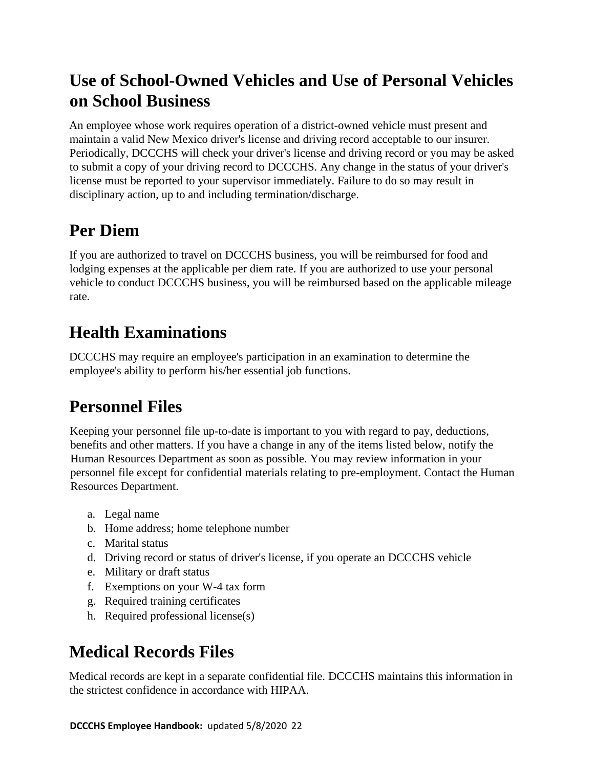## Use of School-Owned Vehicles and Use of Personal Vehicles on School Business

An employee whose work requires operation of a district-owned vehicle must present and maintain a valid New Mexico driver's license and driving record acceptable to our insurer. Periodically, DCCCHS will check your driver's license and driving record or you may be asked to submit a copy of your driving record to DCCCHS. Any change in the status of your driver's license must be reported to your supervisor immediately. Failure to do so may result in disciplinary action, up to and including termination/discharge.

## Per Diem

If you are authorized to travel on DCCCHS business, you will be reimbursed for food and lodging expenses at the applicable per diem rate. If you are authorized to use your personal vehicle to conduct DCCCHS business, you will be reimbursed based on the applicable mileage rate.

## Health Examinations

DCCCHS may require an employee's participation in an examination to determine the employee's ability to perform his/her essential job functions.

## Personnel Files

Keeping your personnel file up-to-date is important to you with regard to pay, deductions, benefits and other matters. If you have a change in any of the items listed below, notify the Human Resources Department as soon as possible. You may review information in your personnel file except for confidential materials relating to pre-employment. Contact the Human Resources Department.

a. Legal name
b. Home address; home telephone number
c. Marital status
d. Driving record or status of driver's license, if you operate an DCCCHS vehicle
e. Military or draft status
f. Exemptions on your W-4 tax form
g. Required training certificates
h. Required professional license(s)

## Medical Records Files

Medical records are kept in a separate confidential file. DCCCHS maintains this information in the strictest confidence in accordance with HIPAA.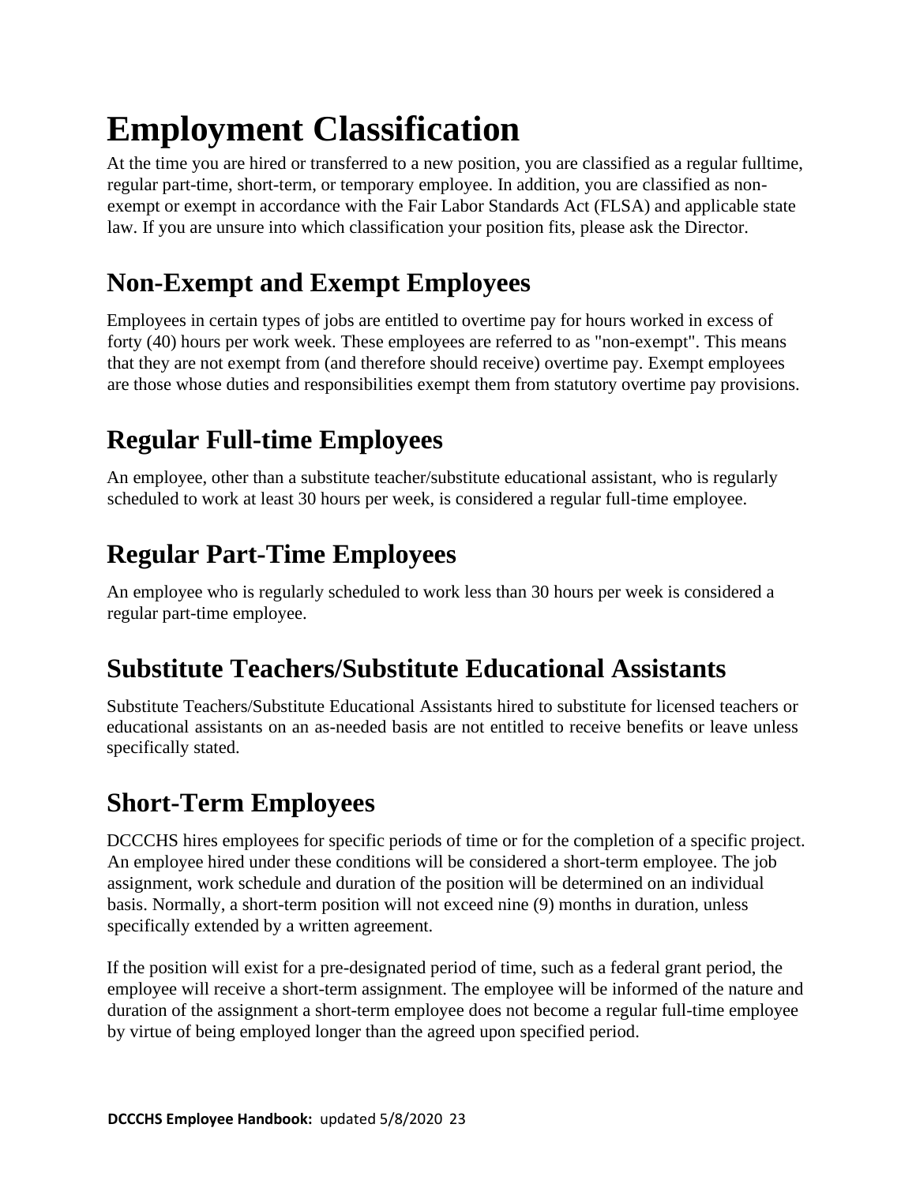# Employment Classification

At the time you are hired or transferred to a new position, you are classified as a regular fulltime, regular part-time, short-term, or temporary employee. In addition, you are classified as non-exempt or exempt in accordance with the Fair Labor Standards Act (FLSA) and applicable state law. If you are unsure into which classification your position fits, please ask the Director.

## Non-Exempt and Exempt Employees

Employees in certain types of jobs are entitled to overtime pay for hours worked in excess of forty (40) hours per work week. These employees are referred to as "non-exempt". This means that they are not exempt from (and therefore should receive) overtime pay. Exempt employees are those whose duties and responsibilities exempt them from statutory overtime pay provisions.

## Regular Full-time Employees

An employee, other than a substitute teacher/substitute educational assistant, who is regularly scheduled to work at least 30 hours per week, is considered a regular full-time employee.

## Regular Part-Time Employees

An employee who is regularly scheduled to work less than 30 hours per week is considered a regular part-time employee.

## Substitute Teachers/Substitute Educational Assistants

Substitute Teachers/Substitute Educational Assistants hired to substitute for licensed teachers or educational assistants on an as-needed basis are not entitled to receive benefits or leave unless specifically stated.

## Short-Term Employees

DCCCHS hires employees for specific periods of time or for the completion of a specific project. An employee hired under these conditions will be considered a short-term employee. The job assignment, work schedule and duration of the position will be determined on an individual basis. Normally, a short-term position will not exceed nine (9) months in duration, unless specifically extended by a written agreement.

If the position will exist for a pre-designated period of time, such as a federal grant period, the employee will receive a short-term assignment. The employee will be informed of the nature and duration of the assignment a short-term employee does not become a regular full-time employee by virtue of being employed longer than the agreed upon specified period.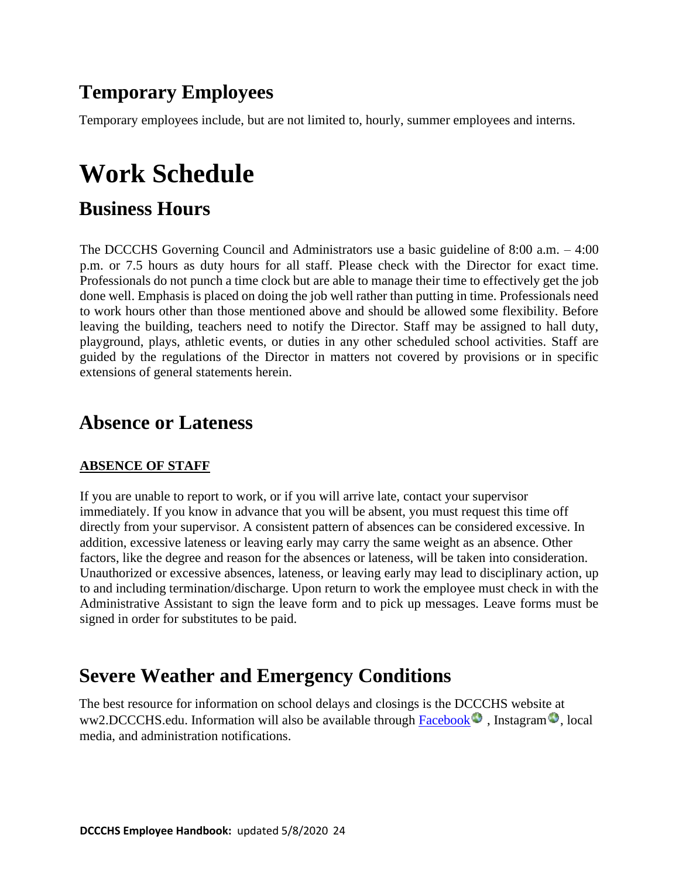## Temporary Employees

Temporary employees include, but are not limited to, hourly, summer employees and interns.

# Work Schedule

## Business Hours

The DCCCHS Governing Council and Administrators use a basic guideline of 8:00 a.m. – 4:00 p.m. or 7.5 hours as duty hours for all staff. Please check with the Director for exact time. Professionals do not punch a time clock but are able to manage their time to effectively get the job done well. Emphasis is placed on doing the job well rather than putting in time. Professionals need to work hours other than those mentioned above and should be allowed some flexibility. Before leaving the building, teachers need to notify the Director. Staff may be assigned to hall duty, playground, plays, athletic events, or duties in any other scheduled school activities. Staff are guided by the regulations of the Director in matters not covered by provisions or in specific extensions of general statements herein.

## Absence or Lateness

**ABSENCE OF STAFF**

If you are unable to report to work, or if you will arrive late, contact your supervisor immediately. If you know in advance that you will be absent, you must request this time off directly from your supervisor. A consistent pattern of absences can be considered excessive. In addition, excessive lateness or leaving early may carry the same weight as an absence. Other factors, like the degree and reason for the absences or lateness, will be taken into consideration. Unauthorized or excessive absences, lateness, or leaving early may lead to disciplinary action, up to and including termination/discharge. Upon return to work the employee must check in with the Administrative Assistant to sign the leave form and to pick up messages. Leave forms must be signed in order for substitutes to be paid.

## Severe Weather and Emergency Conditions

The best resource for information on school delays and closings is the DCCCHS website at ww2.DCCCHS.edu. Information will also be available through Facebook, Instagram, local media, and administration notifications.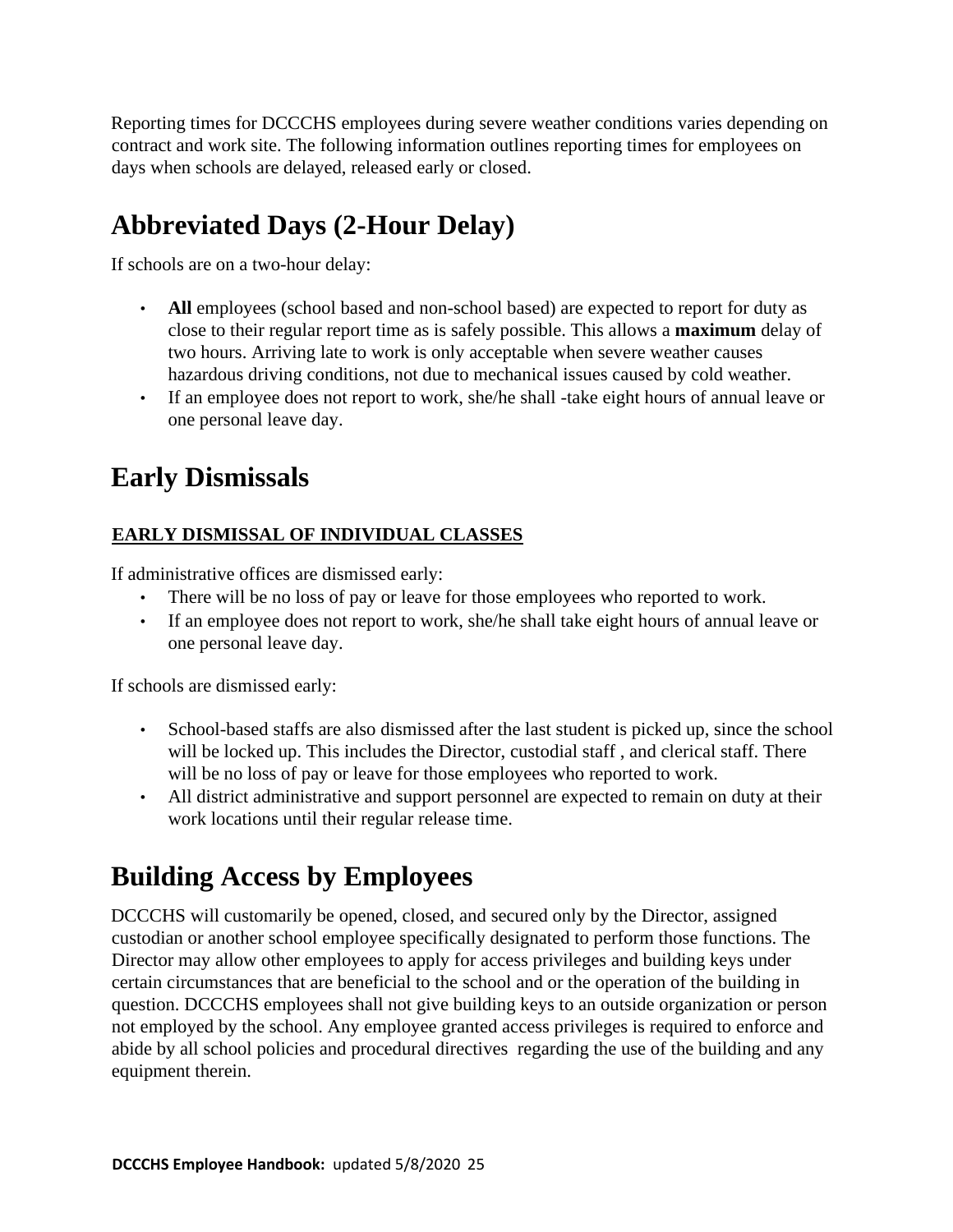Reporting times for DCCCHS employees during severe weather conditions varies depending on contract and work site. The following information outlines reporting times for employees on days when schools are delayed, released early or closed.

## Abbreviated Days (2-Hour Delay)

If schools are on a two-hour delay:

- **All** employees (school based and non-school based) are expected to report for duty as close to their regular report time as is safely possible. This allows a **maximum** delay of two hours. Arriving late to work is only acceptable when severe weather causes hazardous driving conditions, not due to mechanical issues caused by cold weather.
- If an employee does not report to work, she/he shall -take eight hours of annual leave or one personal leave day.

## Early Dismissals

### EARLY DISMISSAL OF INDIVIDUAL CLASSES

If administrative offices are dismissed early:

- There will be no loss of pay or leave for those employees who reported to work.
- If an employee does not report to work, she/he shall take eight hours of annual leave or one personal leave day.

If schools are dismissed early:

- School-based staffs are also dismissed after the last student is picked up, since the school will be locked up. This includes the Director, custodial staff , and clerical staff. There will be no loss of pay or leave for those employees who reported to work.
- All district administrative and support personnel are expected to remain on duty at their work locations until their regular release time.

## Building Access by Employees

DCCCHS will customarily be opened, closed, and secured only by the Director, assigned custodian or another school employee specifically designated to perform those functions. The Director may allow other employees to apply for access privileges and building keys under certain circumstances that are beneficial to the school and or the operation of the building in question. DCCCHS employees shall not give building keys to an outside organization or person not employed by the school. Any employee granted access privileges is required to enforce and abide by all school policies and procedural directives regarding the use of the building and any equipment therein.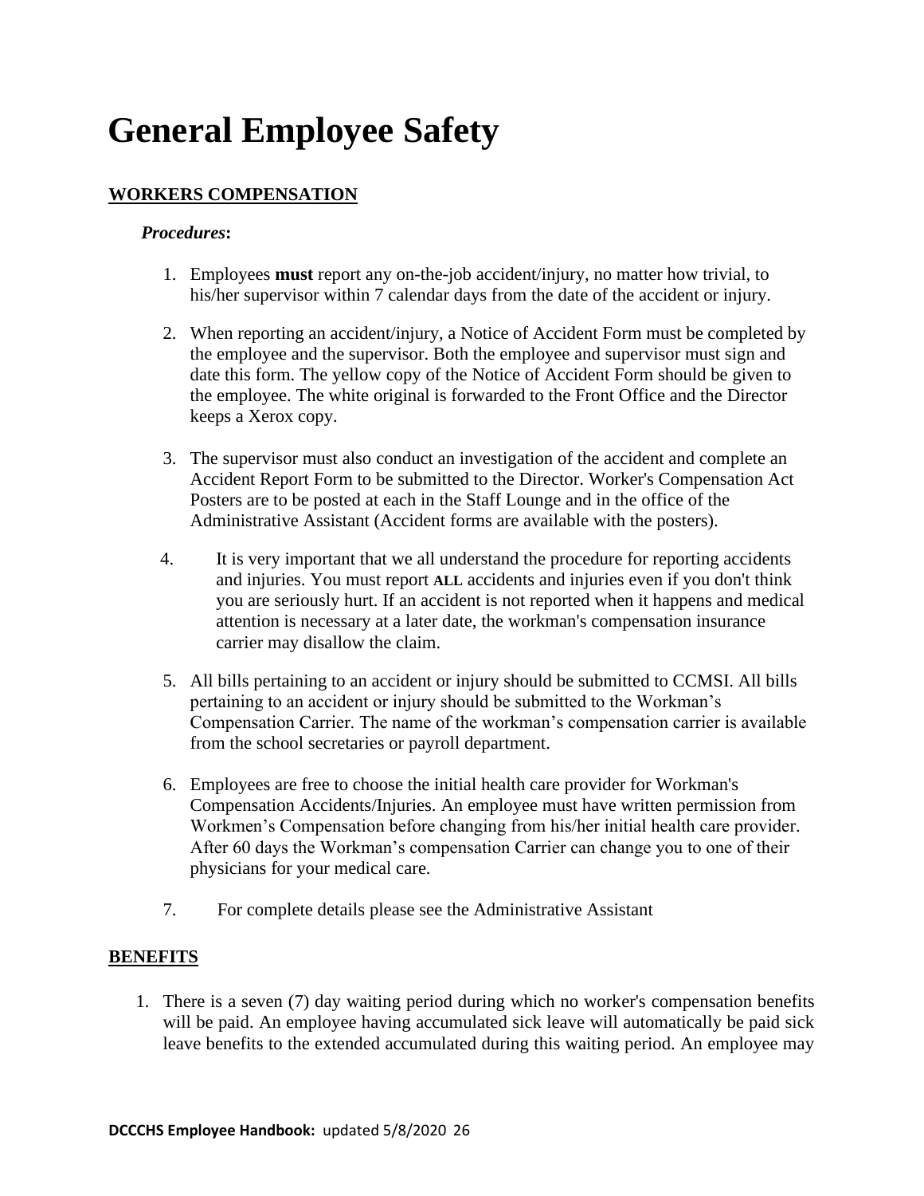# General Employee Safety

## WORKERS COMPENSATION

***Procedures*:**

1. Employees **must** report any on-the-job accident/injury, no matter how trivial, to his/her supervisor within 7 calendar days from the date of the accident or injury.

2. When reporting an accident/injury, a Notice of Accident Form must be completed by the employee and the supervisor. Both the employee and supervisor must sign and date this form. The yellow copy of the Notice of Accident Form should be given to the employee. The white original is forwarded to the Front Office and the Director keeps a Xerox copy.

3. The supervisor must also conduct an investigation of the accident and complete an Accident Report Form to be submitted to the Director. Worker's Compensation Act Posters are to be posted at each in the Staff Lounge and in the office of the Administrative Assistant (Accident forms are available with the posters).

4. It is very important that we all understand the procedure for reporting accidents and injuries. You must report **ALL** accidents and injuries even if you don't think you are seriously hurt. If an accident is not reported when it happens and medical attention is necessary at a later date, the workman's compensation insurance carrier may disallow the claim.

5. All bills pertaining to an accident or injury should be submitted to CCMSI. All bills pertaining to an accident or injury should be submitted to the Workman's Compensation Carrier. The name of the workman's compensation carrier is available from the school secretaries or payroll department.

6. Employees are free to choose the initial health care provider for Workman's Compensation Accidents/Injuries. An employee must have written permission from Workmen's Compensation before changing from his/her initial health care provider. After 60 days the Workman's compensation Carrier can change you to one of their physicians for your medical care.

7. For complete details please see the Administrative Assistant

## BENEFITS

1. There is a seven (7) day waiting period during which no worker's compensation benefits will be paid. An employee having accumulated sick leave will automatically be paid sick leave benefits to the extended accumulated during this waiting period. An employee may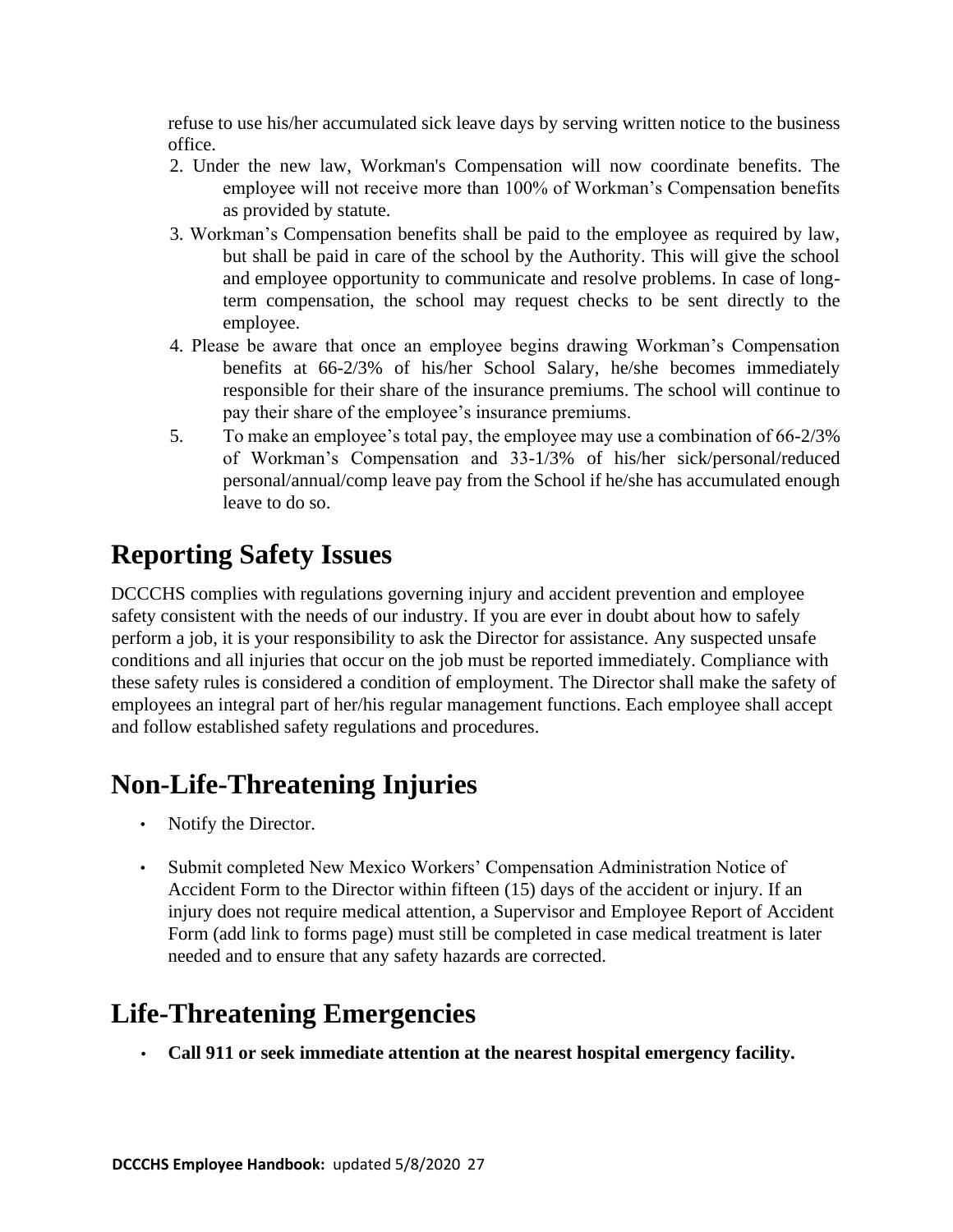refuse to use his/her accumulated sick leave days by serving written notice to the business office.

2. Under the new law, Workman's Compensation will now coordinate benefits. The employee will not receive more than 100% of Workman's Compensation benefits as provided by statute.
3. Workman's Compensation benefits shall be paid to the employee as required by law, but shall be paid in care of the school by the Authority. This will give the school and employee opportunity to communicate and resolve problems. In case of long-term compensation, the school may request checks to be sent directly to the employee.
4. Please be aware that once an employee begins drawing Workman's Compensation benefits at 66-2/3% of his/her School Salary, he/she becomes immediately responsible for their share of the insurance premiums. The school will continue to pay their share of the employee's insurance premiums.
5. To make an employee's total pay, the employee may use a combination of 66-2/3% of Workman's Compensation and 33-1/3% of his/her sick/personal/reduced personal/annual/comp leave pay from the School if he/she has accumulated enough leave to do so.

# Reporting Safety Issues

DCCCHS complies with regulations governing injury and accident prevention and employee safety consistent with the needs of our industry. If you are ever in doubt about how to safely perform a job, it is your responsibility to ask the Director for assistance. Any suspected unsafe conditions and all injuries that occur on the job must be reported immediately. Compliance with these safety rules is considered a condition of employment. The Director shall make the safety of employees an integral part of her/his regular management functions. Each employee shall accept and follow established safety regulations and procedures.

# Non-Life-Threatening Injuries

- Notify the Director.
- Submit completed New Mexico Workers' Compensation Administration Notice of Accident Form to the Director within fifteen (15) days of the accident or injury. If an injury does not require medical attention, a Supervisor and Employee Report of Accident Form (add link to forms page) must still be completed in case medical treatment is later needed and to ensure that any safety hazards are corrected.

# Life-Threatening Emergencies

- **Call 911 or seek immediate attention at the nearest hospital emergency facility.**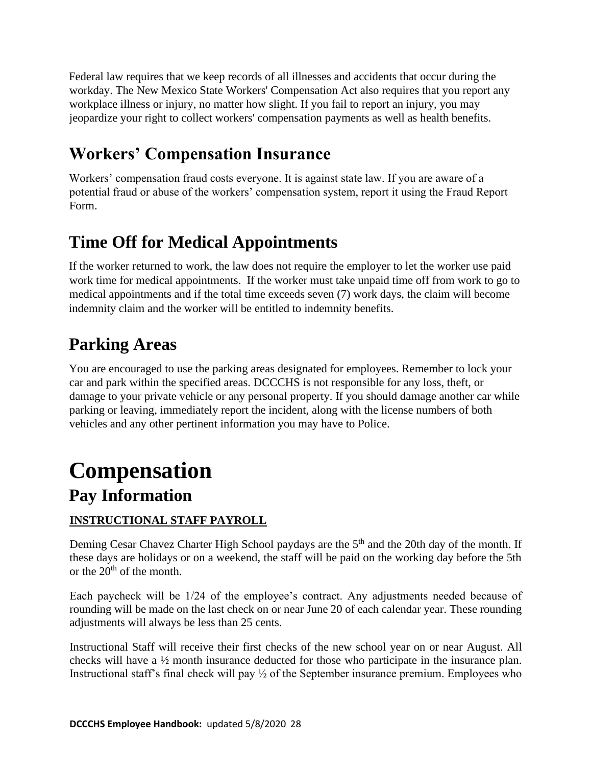Federal law requires that we keep records of all illnesses and accidents that occur during the workday. The New Mexico State Workers' Compensation Act also requires that you report any workplace illness or injury, no matter how slight. If you fail to report an injury, you may jeopardize your right to collect workers' compensation payments as well as health benefits.

## Workers' Compensation Insurance

Workers' compensation fraud costs everyone. It is against state law. If you are aware of a potential fraud or abuse of the workers' compensation system, report it using the Fraud Report Form.

## Time Off for Medical Appointments

If the worker returned to work, the law does not require the employer to let the worker use paid work time for medical appointments. If the worker must take unpaid time off from work to go to medical appointments and if the total time exceeds seven (7) work days, the claim will become indemnity claim and the worker will be entitled to indemnity benefits.

## Parking Areas

You are encouraged to use the parking areas designated for employees. Remember to lock your car and park within the specified areas. DCCCHS is not responsible for any loss, theft, or damage to your private vehicle or any personal property. If you should damage another car while parking or leaving, immediately report the incident, along with the license numbers of both vehicles and any other pertinent information you may have to Police.

# Compensation

## Pay Information

**INSTRUCTIONAL STAFF PAYROLL**

Deming Cesar Chavez Charter High School paydays are the 5th and the 20th day of the month. If these days are holidays or on a weekend, the staff will be paid on the working day before the 5th or the 20th of the month.

Each paycheck will be 1/24 of the employee's contract. Any adjustments needed because of rounding will be made on the last check on or near June 20 of each calendar year. These rounding adjustments will always be less than 25 cents.

Instructional Staff will receive their first checks of the new school year on or near August. All checks will have a ½ month insurance deducted for those who participate in the insurance plan. Instructional staff's final check will pay ½ of the September insurance premium. Employees who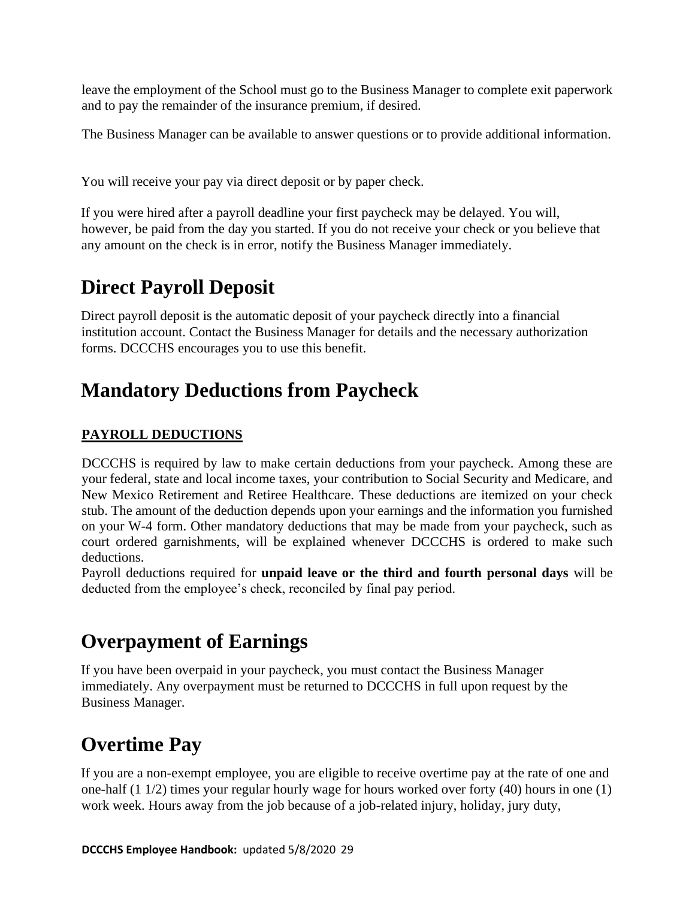leave the employment of the School must go to the Business Manager to complete exit paperwork and to pay the remainder of the insurance premium, if desired.

The Business Manager can be available to answer questions or to provide additional information.

You will receive your pay via direct deposit or by paper check.

If you were hired after a payroll deadline your first paycheck may be delayed. You will, however, be paid from the day you started. If you do not receive your check or you believe that any amount on the check is in error, notify the Business Manager immediately.

# Direct Payroll Deposit

Direct payroll deposit is the automatic deposit of your paycheck directly into a financial institution account. Contact the Business Manager for details and the necessary authorization forms. DCCCHS encourages you to use this benefit.

# Mandatory Deductions from Paycheck

**PAYROLL DEDUCTIONS**

DCCCHS is required by law to make certain deductions from your paycheck. Among these are your federal, state and local income taxes, your contribution to Social Security and Medicare, and New Mexico Retirement and Retiree Healthcare. These deductions are itemized on your check stub. The amount of the deduction depends upon your earnings and the information you furnished on your W-4 form. Other mandatory deductions that may be made from your paycheck, such as court ordered garnishments, will be explained whenever DCCCHS is ordered to make such deductions.
Payroll deductions required for **unpaid leave or the third and fourth personal days** will be deducted from the employee's check, reconciled by final pay period.

# Overpayment of Earnings

If you have been overpaid in your paycheck, you must contact the Business Manager immediately. Any overpayment must be returned to DCCCHS in full upon request by the Business Manager.

# Overtime Pay

If you are a non-exempt employee, you are eligible to receive overtime pay at the rate of one and one-half (1 1/2) times your regular hourly wage for hours worked over forty (40) hours in one (1) work week. Hours away from the job because of a job-related injury, holiday, jury duty,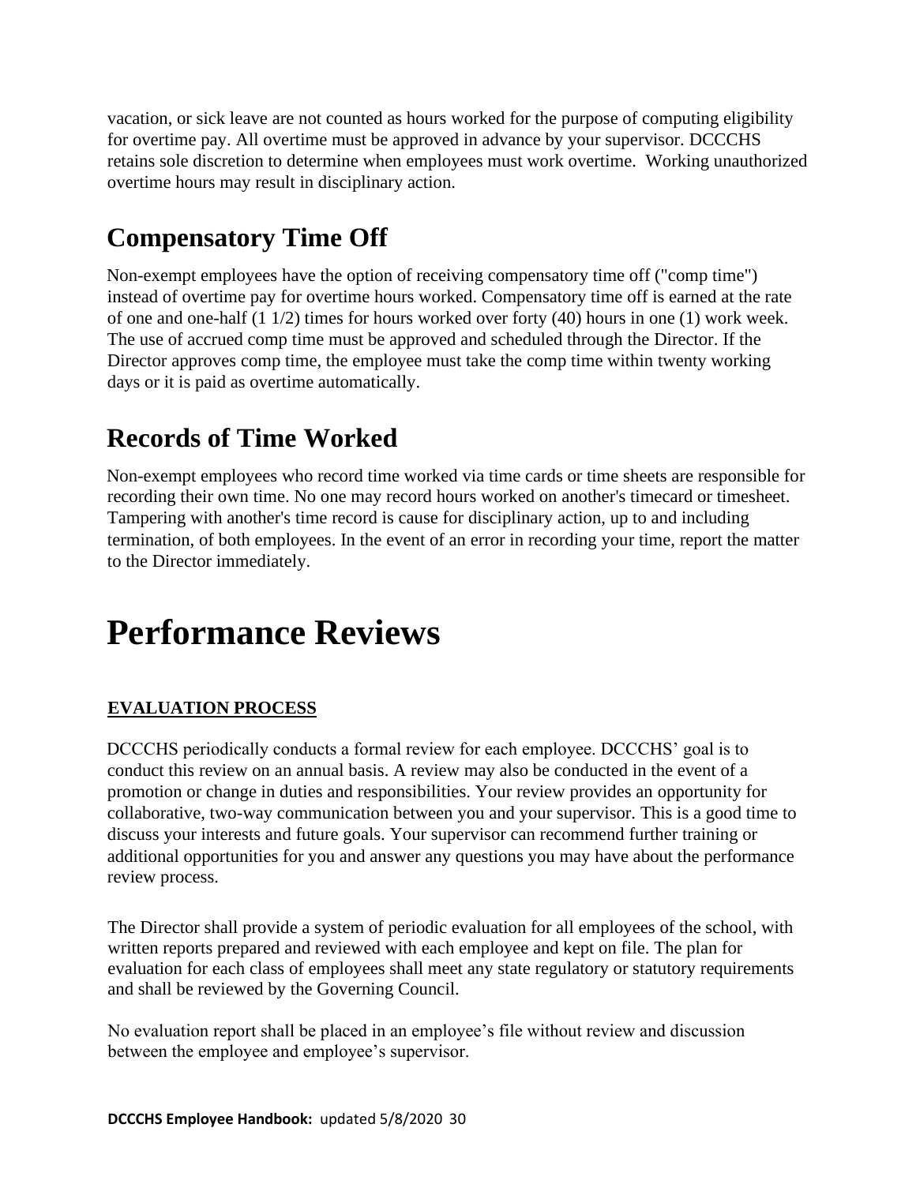vacation, or sick leave are not counted as hours worked for the purpose of computing eligibility for overtime pay. All overtime must be approved in advance by your supervisor. DCCCHS retains sole discretion to determine when employees must work overtime. Working unauthorized overtime hours may result in disciplinary action.

## Compensatory Time Off

Non-exempt employees have the option of receiving compensatory time off ("comp time") instead of overtime pay for overtime hours worked. Compensatory time off is earned at the rate of one and one-half (1 1/2) times for hours worked over forty (40) hours in one (1) work week. The use of accrued comp time must be approved and scheduled through the Director. If the Director approves comp time, the employee must take the comp time within twenty working days or it is paid as overtime automatically.

## Records of Time Worked

Non-exempt employees who record time worked via time cards or time sheets are responsible for recording their own time. No one may record hours worked on another's timecard or timesheet. Tampering with another's time record is cause for disciplinary action, up to and including termination, of both employees. In the event of an error in recording your time, report the matter to the Director immediately.

# Performance Reviews

**EVALUATION PROCESS**

DCCCHS periodically conducts a formal review for each employee. DCCCHS' goal is to conduct this review on an annual basis. A review may also be conducted in the event of a promotion or change in duties and responsibilities. Your review provides an opportunity for collaborative, two-way communication between you and your supervisor. This is a good time to discuss your interests and future goals. Your supervisor can recommend further training or additional opportunities for you and answer any questions you may have about the performance review process.

The Director shall provide a system of periodic evaluation for all employees of the school, with written reports prepared and reviewed with each employee and kept on file. The plan for evaluation for each class of employees shall meet any state regulatory or statutory requirements and shall be reviewed by the Governing Council.

No evaluation report shall be placed in an employee's file without review and discussion between the employee and employee's supervisor.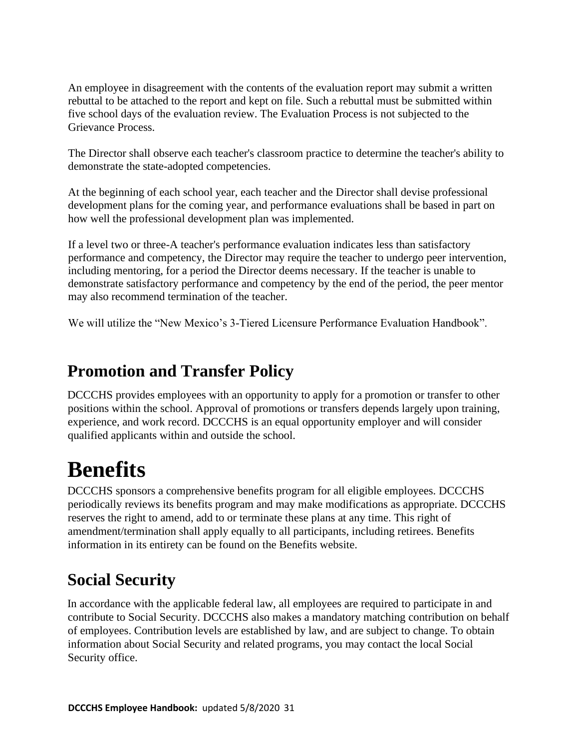An employee in disagreement with the contents of the evaluation report may submit a written rebuttal to be attached to the report and kept on file. Such a rebuttal must be submitted within five school days of the evaluation review. The Evaluation Process is not subjected to the Grievance Process.

The Director shall observe each teacher's classroom practice to determine the teacher's ability to demonstrate the state-adopted competencies.

At the beginning of each school year, each teacher and the Director shall devise professional development plans for the coming year, and performance evaluations shall be based in part on how well the professional development plan was implemented.

If a level two or three-A teacher's performance evaluation indicates less than satisfactory performance and competency, the Director may require the teacher to undergo peer intervention, including mentoring, for a period the Director deems necessary. If the teacher is unable to demonstrate satisfactory performance and competency by the end of the period, the peer mentor may also recommend termination of the teacher.

We will utilize the "New Mexico's 3-Tiered Licensure Performance Evaluation Handbook".

## Promotion and Transfer Policy

DCCCHS provides employees with an opportunity to apply for a promotion or transfer to other positions within the school. Approval of promotions or transfers depends largely upon training, experience, and work record. DCCCHS is an equal opportunity employer and will consider qualified applicants within and outside the school.

# Benefits

DCCCHS sponsors a comprehensive benefits program for all eligible employees. DCCCHS periodically reviews its benefits program and may make modifications as appropriate. DCCCHS reserves the right to amend, add to or terminate these plans at any time. This right of amendment/termination shall apply equally to all participants, including retirees. Benefits information in its entirety can be found on the Benefits website.

## Social Security

In accordance with the applicable federal law, all employees are required to participate in and contribute to Social Security. DCCCHS also makes a mandatory matching contribution on behalf of employees. Contribution levels are established by law, and are subject to change. To obtain information about Social Security and related programs, you may contact the local Social Security office.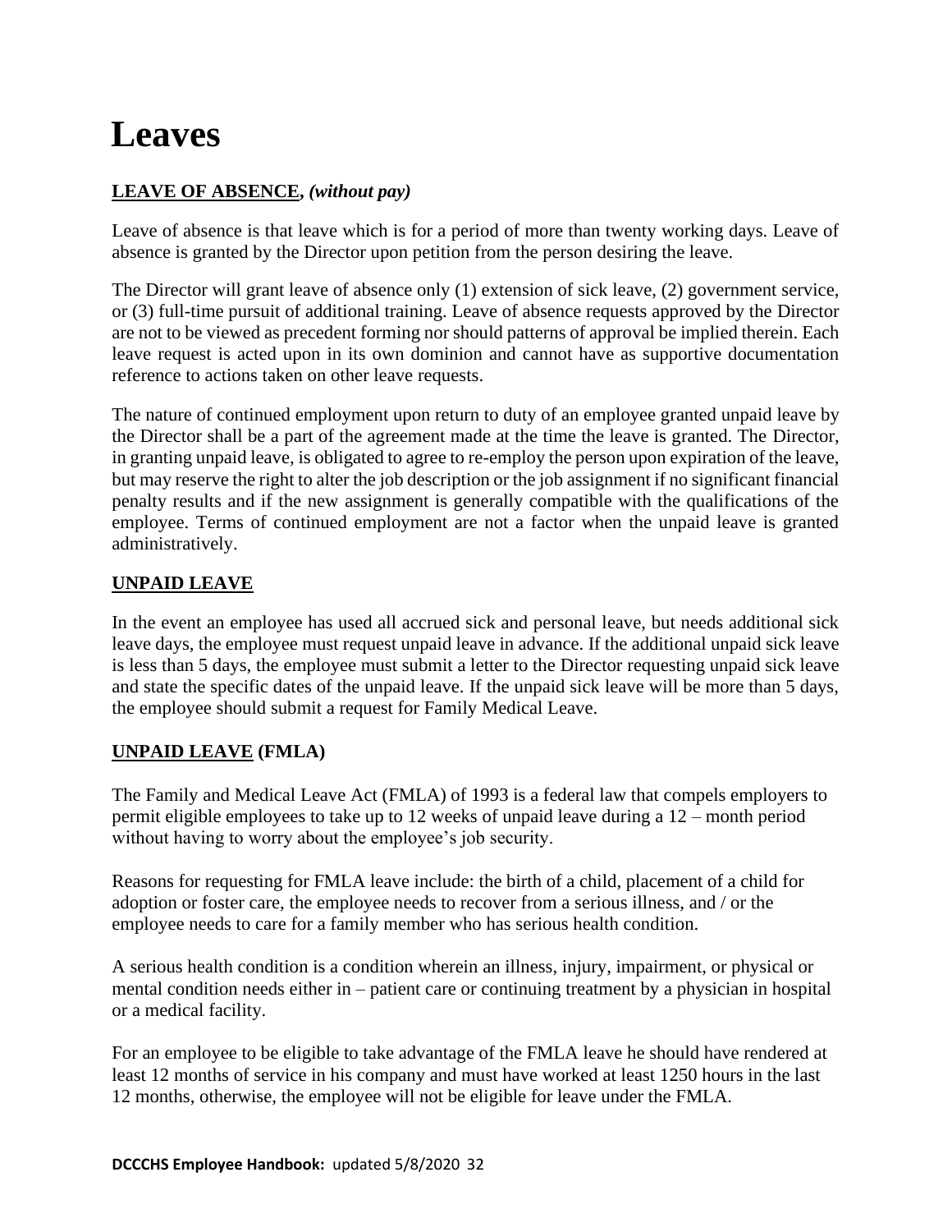# Leaves

**LEAVE OF ABSENCE,** ***(without pay)***

Leave of absence is that leave which is for a period of more than twenty working days. Leave of absence is granted by the Director upon petition from the person desiring the leave.

The Director will grant leave of absence only (1) extension of sick leave, (2) government service, or (3) full-time pursuit of additional training. Leave of absence requests approved by the Director are not to be viewed as precedent forming nor should patterns of approval be implied therein. Each leave request is acted upon in its own dominion and cannot have as supportive documentation reference to actions taken on other leave requests.

The nature of continued employment upon return to duty of an employee granted unpaid leave by the Director shall be a part of the agreement made at the time the leave is granted. The Director, in granting unpaid leave, is obligated to agree to re-employ the person upon expiration of the leave, but may reserve the right to alter the job description or the job assignment if no significant financial penalty results and if the new assignment is generally compatible with the qualifications of the employee. Terms of continued employment are not a factor when the unpaid leave is granted administratively.

**UNPAID LEAVE**

In the event an employee has used all accrued sick and personal leave, but needs additional sick leave days, the employee must request unpaid leave in advance. If the additional unpaid sick leave is less than 5 days, the employee must submit a letter to the Director requesting unpaid sick leave and state the specific dates of the unpaid leave. If the unpaid sick leave will be more than 5 days, the employee should submit a request for Family Medical Leave.

**UNPAID LEAVE (FMLA)**

The Family and Medical Leave Act (FMLA) of 1993 is a federal law that compels employers to permit eligible employees to take up to 12 weeks of unpaid leave during a 12 – month period without having to worry about the employee's job security.

Reasons for requesting for FMLA leave include: the birth of a child, placement of a child for adoption or foster care, the employee needs to recover from a serious illness, and / or the employee needs to care for a family member who has serious health condition.

A serious health condition is a condition wherein an illness, injury, impairment, or physical or mental condition needs either in – patient care or continuing treatment by a physician in hospital or a medical facility.

For an employee to be eligible to take advantage of the FMLA leave he should have rendered at least 12 months of service in his company and must have worked at least 1250 hours in the last 12 months, otherwise, the employee will not be eligible for leave under the FMLA.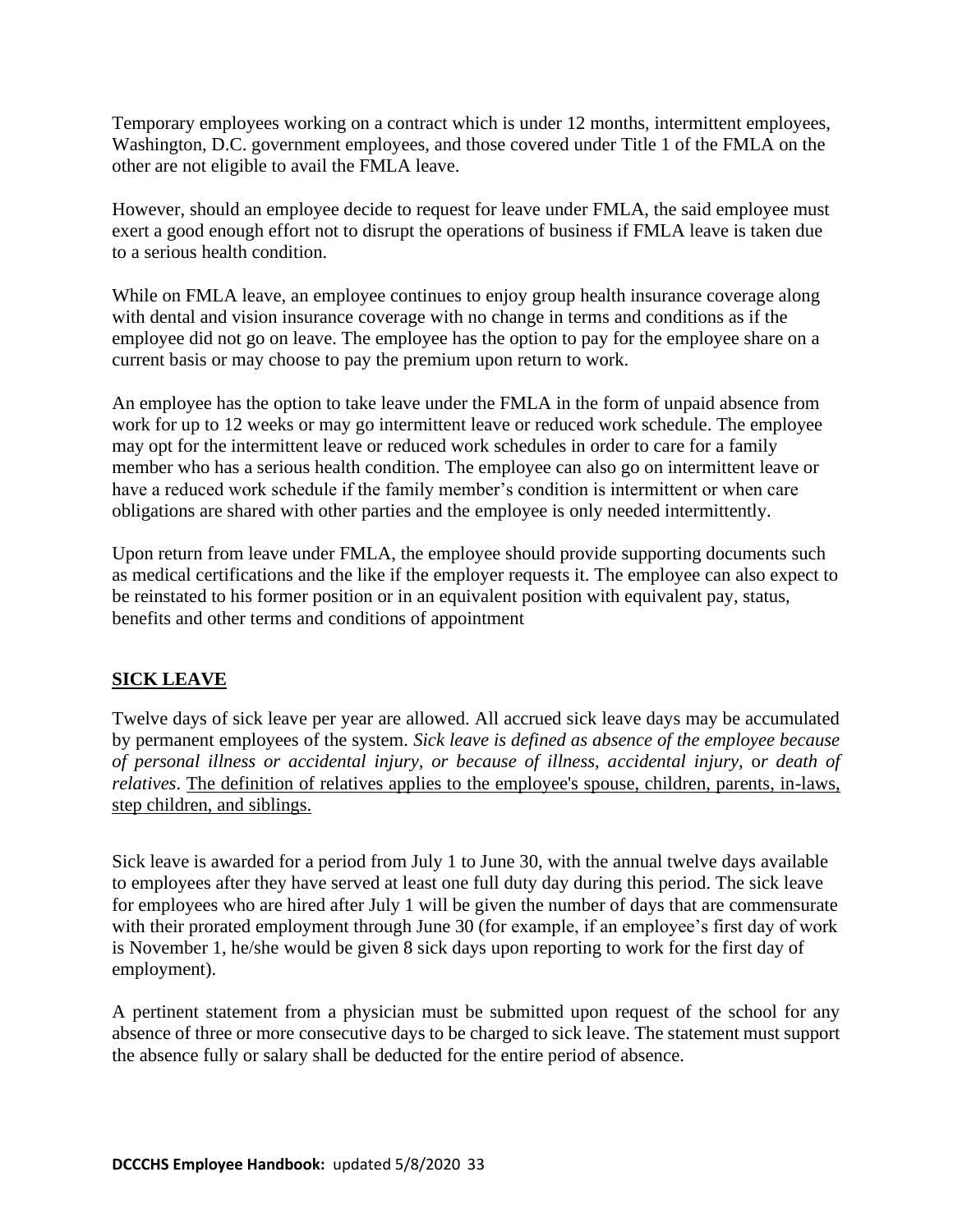Temporary employees working on a contract which is under 12 months, intermittent employees, Washington, D.C. government employees, and those covered under Title 1 of the FMLA on the other are not eligible to avail the FMLA leave.

However, should an employee decide to request for leave under FMLA, the said employee must exert a good enough effort not to disrupt the operations of business if FMLA leave is taken due to a serious health condition.

While on FMLA leave, an employee continues to enjoy group health insurance coverage along with dental and vision insurance coverage with no change in terms and conditions as if the employee did not go on leave. The employee has the option to pay for the employee share on a current basis or may choose to pay the premium upon return to work.

An employee has the option to take leave under the FMLA in the form of unpaid absence from work for up to 12 weeks or may go intermittent leave or reduced work schedule. The employee may opt for the intermittent leave or reduced work schedules in order to care for a family member who has a serious health condition. The employee can also go on intermittent leave or have a reduced work schedule if the family member's condition is intermittent or when care obligations are shared with other parties and the employee is only needed intermittently.

Upon return from leave under FMLA, the employee should provide supporting documents such as medical certifications and the like if the employer requests it. The employee can also expect to be reinstated to his former position or in an equivalent position with equivalent pay, status, benefits and other terms and conditions of appointment

## SICK LEAVE

Twelve days of sick leave per year are allowed. All accrued sick leave days may be accumulated by permanent employees of the system. *Sick leave is defined as absence of the employee because of personal illness or accidental injury, or because of illness, accidental injury, or death of relatives*. <u>The definition of relatives applies to the employee's spouse, children, parents, in-laws, step children, and siblings.</u>

Sick leave is awarded for a period from July 1 to June 30, with the annual twelve days available to employees after they have served at least one full duty day during this period. The sick leave for employees who are hired after July 1 will be given the number of days that are commensurate with their prorated employment through June 30 (for example, if an employee's first day of work is November 1, he/she would be given 8 sick days upon reporting to work for the first day of employment).

A pertinent statement from a physician must be submitted upon request of the school for any absence of three or more consecutive days to be charged to sick leave. The statement must support the absence fully or salary shall be deducted for the entire period of absence.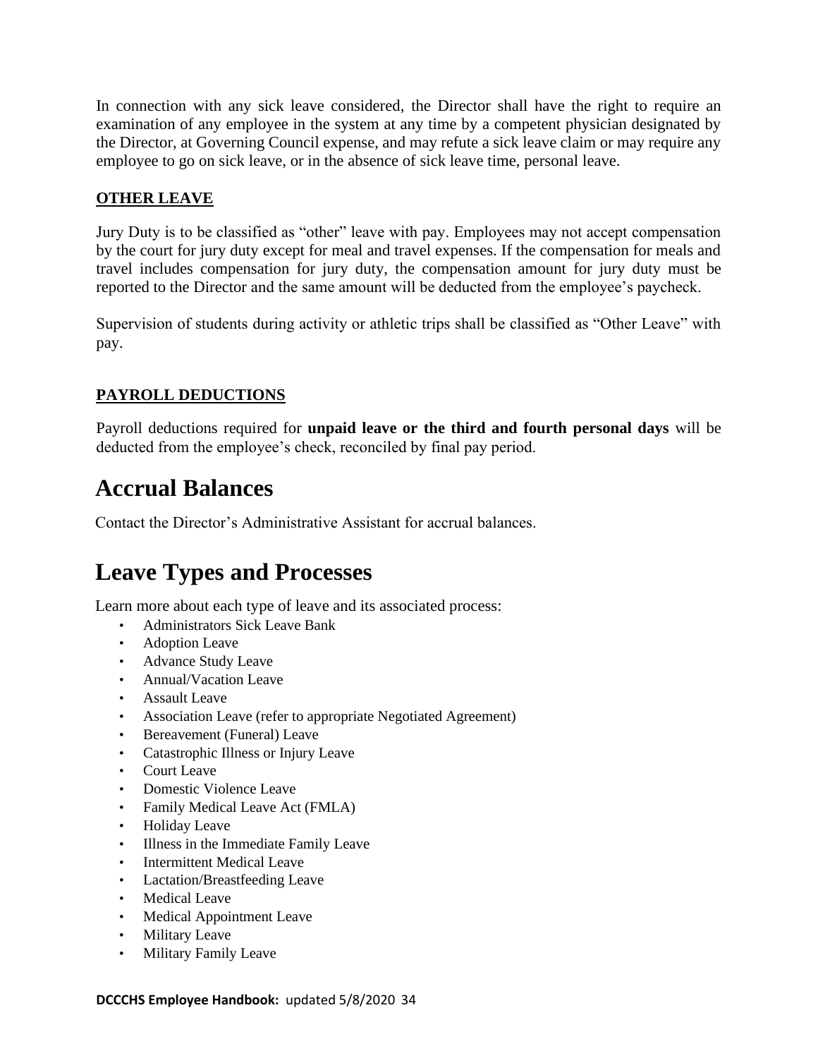In connection with any sick leave considered, the Director shall have the right to require an examination of any employee in the system at any time by a competent physician designated by the Director, at Governing Council expense, and may refute a sick leave claim or may require any employee to go on sick leave, or in the absence of sick leave time, personal leave.

### OTHER LEAVE

Jury Duty is to be classified as "other" leave with pay. Employees may not accept compensation by the court for jury duty except for meal and travel expenses. If the compensation for meals and travel includes compensation for jury duty, the compensation amount for jury duty must be reported to the Director and the same amount will be deducted from the employee's paycheck.

Supervision of students during activity or athletic trips shall be classified as "Other Leave" with pay.

### PAYROLL DEDUCTIONS

Payroll deductions required for **unpaid leave or the third and fourth personal days** will be deducted from the employee's check, reconciled by final pay period.

# Accrual Balances

Contact the Director's Administrative Assistant for accrual balances.

# Leave Types and Processes

Learn more about each type of leave and its associated process:

- Administrators Sick Leave Bank
- Adoption Leave
- Advance Study Leave
- Annual/Vacation Leave
- Assault Leave
- Association Leave (refer to appropriate Negotiated Agreement)
- Bereavement (Funeral) Leave
- Catastrophic Illness or Injury Leave
- Court Leave
- Domestic Violence Leave
- Family Medical Leave Act (FMLA)
- Holiday Leave
- Illness in the Immediate Family Leave
- Intermittent Medical Leave
- Lactation/Breastfeeding Leave
- Medical Leave
- Medical Appointment Leave
- Military Leave
- Military Family Leave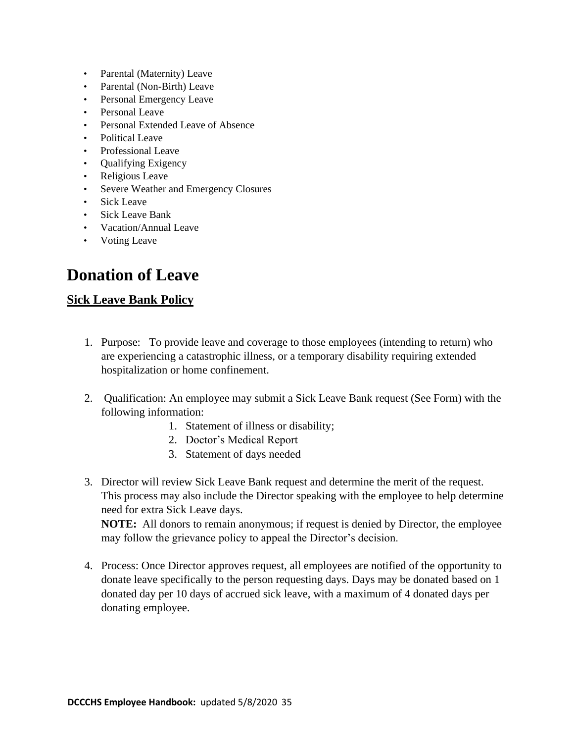- Parental (Maternity) Leave
- Parental (Non-Birth) Leave
- Personal Emergency Leave
- Personal Leave
- Personal Extended Leave of Absence
- Political Leave
- Professional Leave
- Qualifying Exigency
- Religious Leave
- Severe Weather and Emergency Closures
- Sick Leave
- Sick Leave Bank
- Vacation/Annual Leave
- Voting Leave

# Donation of Leave

## Sick Leave Bank Policy

1. Purpose: To provide leave and coverage to those employees (intending to return) who are experiencing a catastrophic illness, or a temporary disability requiring extended hospitalization or home confinement.

2. Qualification: An employee may submit a Sick Leave Bank request (See Form) with the following information:
    1. Statement of illness or disability;
    2. Doctor's Medical Report
    3. Statement of days needed

3. Director will review Sick Leave Bank request and determine the merit of the request. This process may also include the Director speaking with the employee to help determine need for extra Sick Leave days.
   **NOTE:** All donors to remain anonymous; if request is denied by Director, the employee may follow the grievance policy to appeal the Director's decision.

4. Process: Once Director approves request, all employees are notified of the opportunity to donate leave specifically to the person requesting days. Days may be donated based on 1 donated day per 10 days of accrued sick leave, with a maximum of 4 donated days per donating employee.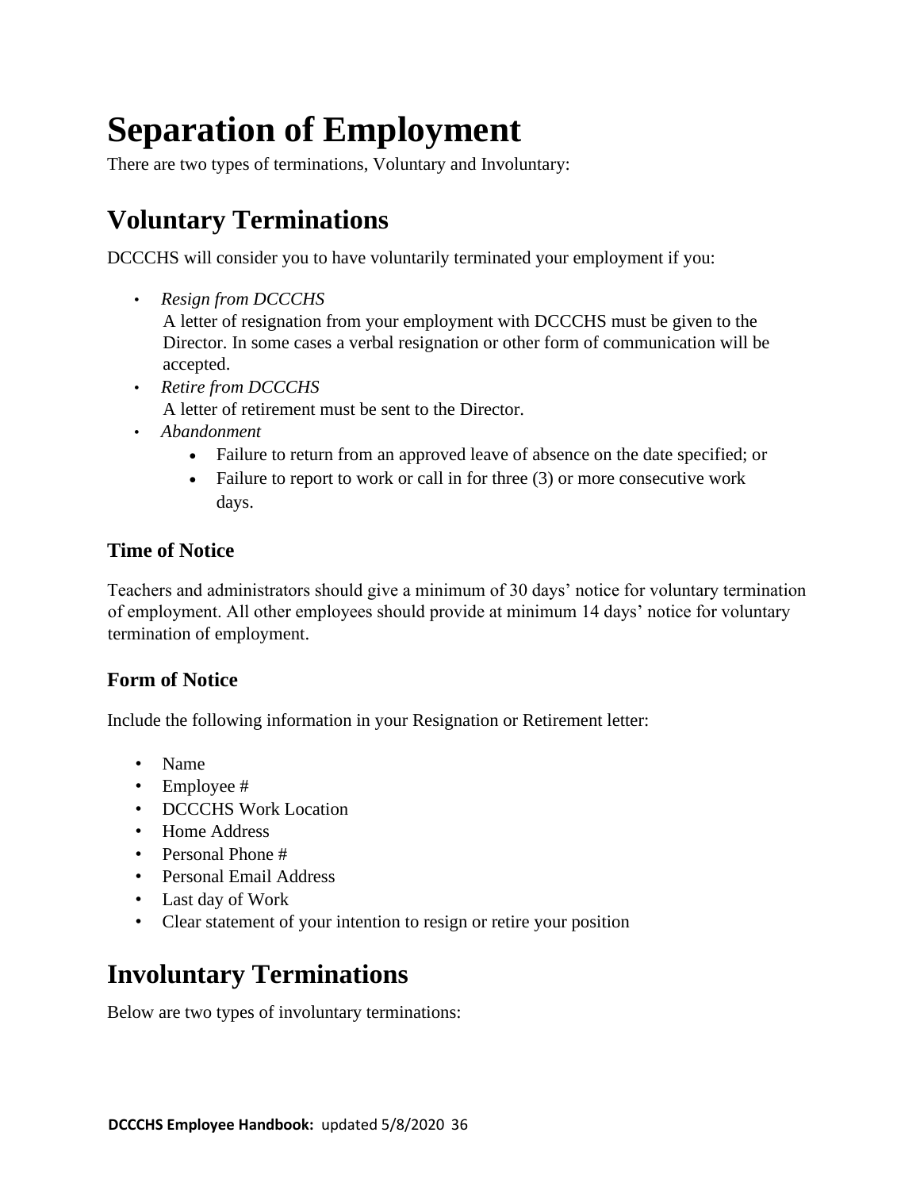# Separation of Employment

There are two types of terminations, Voluntary and Involuntary:

## Voluntary Terminations

DCCCHS will consider you to have voluntarily terminated your employment if you:

- *Resign from DCCCHS*
  A letter of resignation from your employment with DCCCHS must be given to the Director. In some cases a verbal resignation or other form of communication will be accepted.
- *Retire from DCCCHS*
  A letter of retirement must be sent to the Director.
- *Abandonment*
  - Failure to return from an approved leave of absence on the date specified; or
  - Failure to report to work or call in for three (3) or more consecutive work days.

### Time of Notice

Teachers and administrators should give a minimum of 30 days' notice for voluntary termination of employment. All other employees should provide at minimum 14 days' notice for voluntary termination of employment.

### Form of Notice

Include the following information in your Resignation or Retirement letter:

- Name
- Employee #
- DCCCHS Work Location
- Home Address
- Personal Phone #
- Personal Email Address
- Last day of Work
- Clear statement of your intention to resign or retire your position

## Involuntary Terminations

Below are two types of involuntary terminations: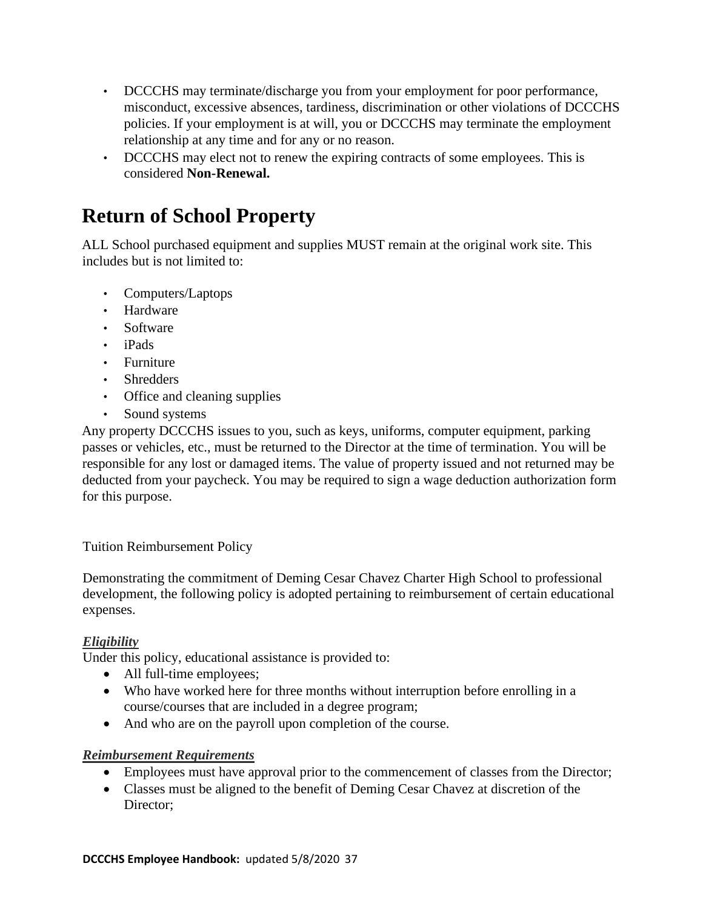- DCCCHS may terminate/discharge you from your employment for poor performance, misconduct, excessive absences, tardiness, discrimination or other violations of DCCCHS policies. If your employment is at will, you or DCCCHS may terminate the employment relationship at any time and for any or no reason.
- DCCCHS may elect not to renew the expiring contracts of some employees. This is considered **Non-Renewal.**

# Return of School Property

ALL School purchased equipment and supplies MUST remain at the original work site. This includes but is not limited to:

- Computers/Laptops
- Hardware
- Software
- iPads
- Furniture
- Shredders
- Office and cleaning supplies
- Sound systems

Any property DCCCHS issues to you, such as keys, uniforms, computer equipment, parking passes or vehicles, etc., must be returned to the Director at the time of termination. You will be responsible for any lost or damaged items. The value of property issued and not returned may be deducted from your paycheck. You may be required to sign a wage deduction authorization form for this purpose.

Tuition Reimbursement Policy

Demonstrating the commitment of Deming Cesar Chavez Charter High School to professional development, the following policy is adopted pertaining to reimbursement of certain educational expenses.

***Eligibility***

Under this policy, educational assistance is provided to:

- All full-time employees;
- Who have worked here for three months without interruption before enrolling in a course/courses that are included in a degree program;
- And who are on the payroll upon completion of the course.

***Reimbursement Requirements***

- Employees must have approval prior to the commencement of classes from the Director;
- Classes must be aligned to the benefit of Deming Cesar Chavez at discretion of the Director;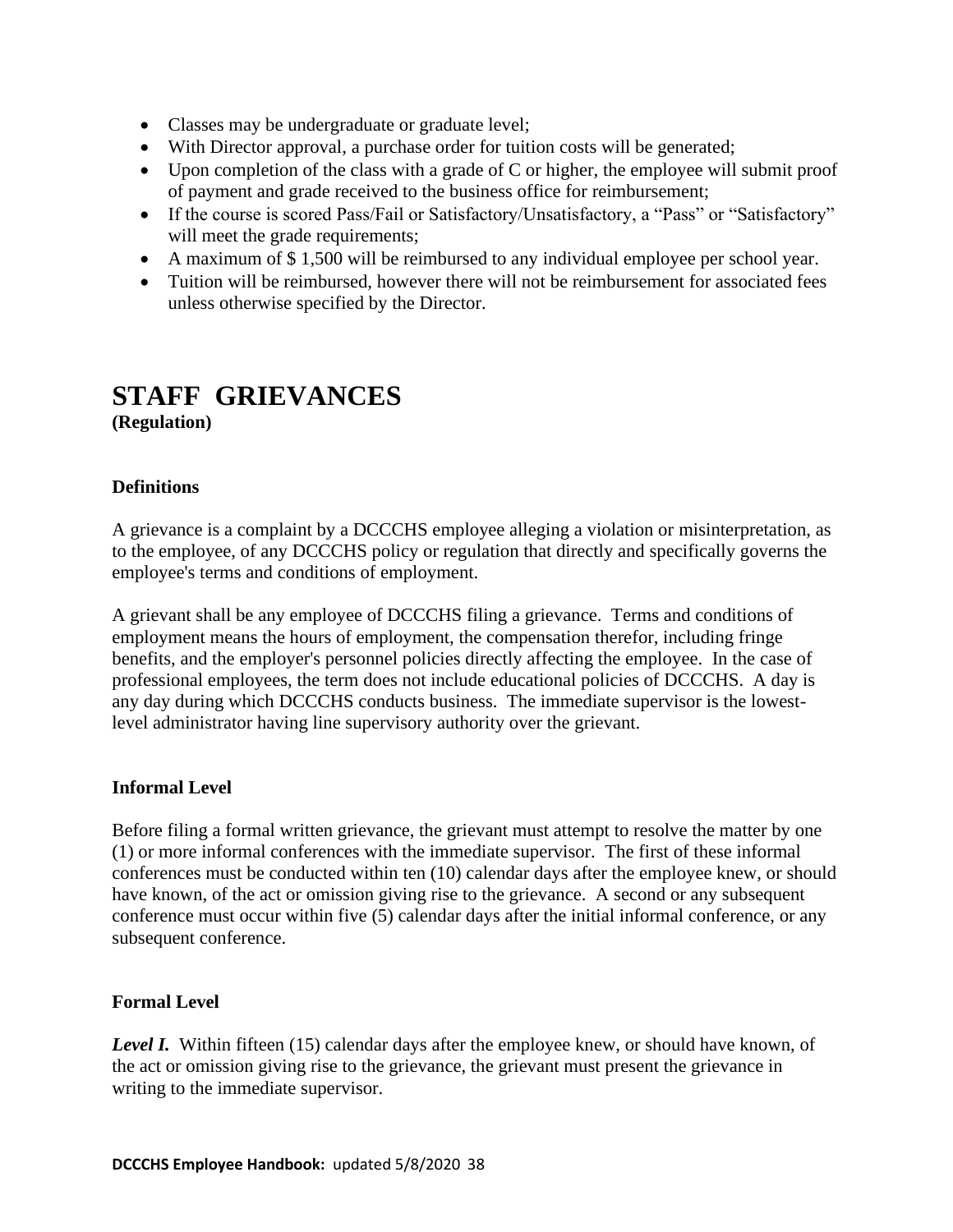- Classes may be undergraduate or graduate level;
- With Director approval, a purchase order for tuition costs will be generated;
- Upon completion of the class with a grade of C or higher, the employee will submit proof of payment and grade received to the business office for reimbursement;
- If the course is scored Pass/Fail or Satisfactory/Unsatisfactory, a "Pass" or "Satisfactory" will meet the grade requirements;
- A maximum of $ 1,500 will be reimbursed to any individual employee per school year.
- Tuition will be reimbursed, however there will not be reimbursement for associated fees unless otherwise specified by the Director.

# STAFF GRIEVANCES

**(Regulation)**

### Definitions

A grievance is a complaint by a DCCCHS employee alleging a violation or misinterpretation, as to the employee, of any DCCCHS policy or regulation that directly and specifically governs the employee's terms and conditions of employment.

A grievant shall be any employee of DCCCHS filing a grievance. Terms and conditions of employment means the hours of employment, the compensation therefor, including fringe benefits, and the employer's personnel policies directly affecting the employee. In the case of professional employees, the term does not include educational policies of DCCCHS. A day is any day during which DCCCHS conducts business. The immediate supervisor is the lowest-level administrator having line supervisory authority over the grievant.

### Informal Level

Before filing a formal written grievance, the grievant must attempt to resolve the matter by one (1) or more informal conferences with the immediate supervisor. The first of these informal conferences must be conducted within ten (10) calendar days after the employee knew, or should have known, of the act or omission giving rise to the grievance. A second or any subsequent conference must occur within five (5) calendar days after the initial informal conference, or any subsequent conference.

### Formal Level

***Level I.*** Within fifteen (15) calendar days after the employee knew, or should have known, of the act or omission giving rise to the grievance, the grievant must present the grievance in writing to the immediate supervisor.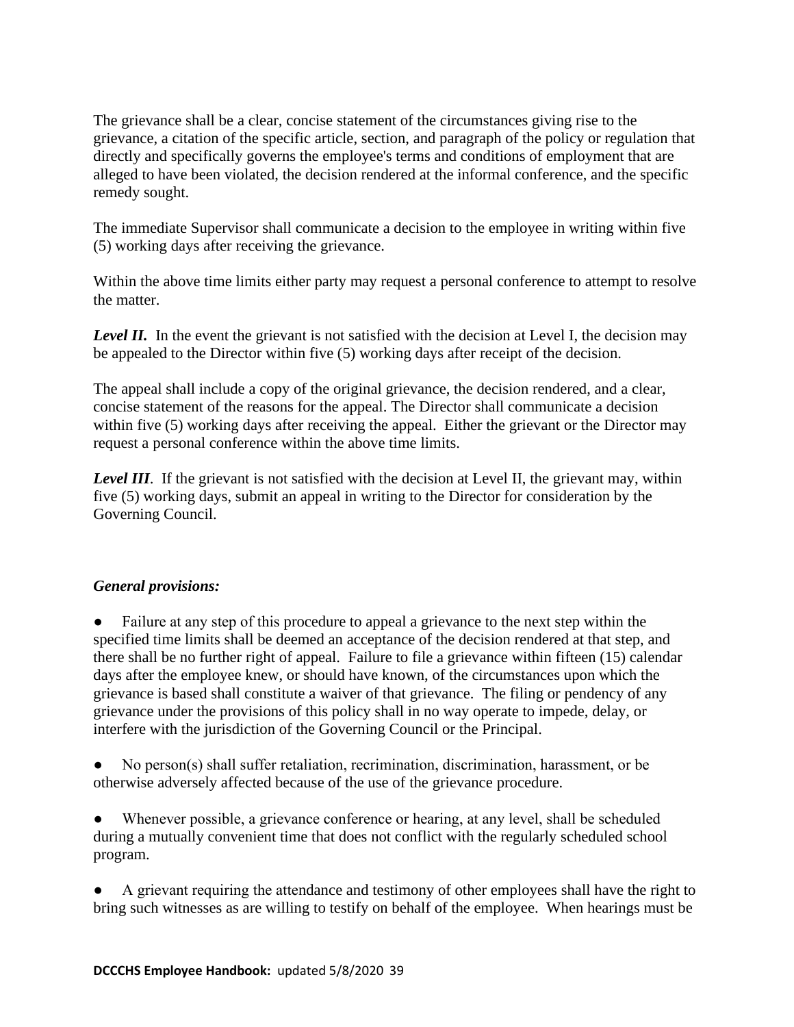The grievance shall be a clear, concise statement of the circumstances giving rise to the grievance, a citation of the specific article, section, and paragraph of the policy or regulation that directly and specifically governs the employee's terms and conditions of employment that are alleged to have been violated, the decision rendered at the informal conference, and the specific remedy sought.

The immediate Supervisor shall communicate a decision to the employee in writing within five (5) working days after receiving the grievance.

Within the above time limits either party may request a personal conference to attempt to resolve the matter.

***Level II.*** In the event the grievant is not satisfied with the decision at Level I, the decision may be appealed to the Director within five (5) working days after receipt of the decision.

The appeal shall include a copy of the original grievance, the decision rendered, and a clear, concise statement of the reasons for the appeal. The Director shall communicate a decision within five (5) working days after receiving the appeal. Either the grievant or the Director may request a personal conference within the above time limits.

***Level III***. If the grievant is not satisfied with the decision at Level II, the grievant may, within five (5) working days, submit an appeal in writing to the Director for consideration by the Governing Council.

***General provisions:***

- Failure at any step of this procedure to appeal a grievance to the next step within the specified time limits shall be deemed an acceptance of the decision rendered at that step, and there shall be no further right of appeal. Failure to file a grievance within fifteen (15) calendar days after the employee knew, or should have known, of the circumstances upon which the grievance is based shall constitute a waiver of that grievance. The filing or pendency of any grievance under the provisions of this policy shall in no way operate to impede, delay, or interfere with the jurisdiction of the Governing Council or the Principal.

- No person(s) shall suffer retaliation, recrimination, discrimination, harassment, or be otherwise adversely affected because of the use of the grievance procedure.

- Whenever possible, a grievance conference or hearing, at any level, shall be scheduled during a mutually convenient time that does not conflict with the regularly scheduled school program.

- A grievant requiring the attendance and testimony of other employees shall have the right to bring such witnesses as are willing to testify on behalf of the employee. When hearings must be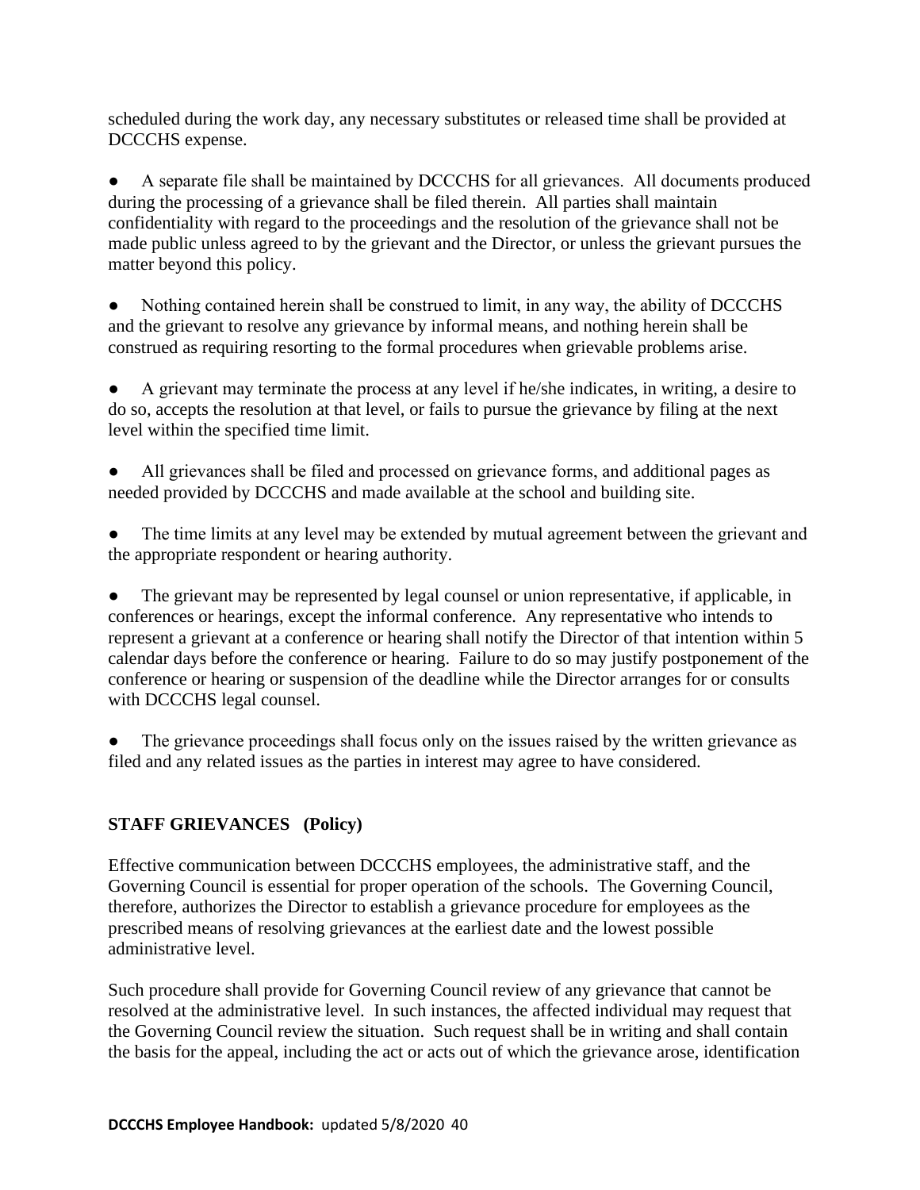scheduled during the work day, any necessary substitutes or released time shall be provided at DCCCHS expense.

- A separate file shall be maintained by DCCCHS for all grievances. All documents produced during the processing of a grievance shall be filed therein. All parties shall maintain confidentiality with regard to the proceedings and the resolution of the grievance shall not be made public unless agreed to by the grievant and the Director, or unless the grievant pursues the matter beyond this policy.

- Nothing contained herein shall be construed to limit, in any way, the ability of DCCCHS and the grievant to resolve any grievance by informal means, and nothing herein shall be construed as requiring resorting to the formal procedures when grievable problems arise.

- A grievant may terminate the process at any level if he/she indicates, in writing, a desire to do so, accepts the resolution at that level, or fails to pursue the grievance by filing at the next level within the specified time limit.

- All grievances shall be filed and processed on grievance forms, and additional pages as needed provided by DCCCHS and made available at the school and building site.

- The time limits at any level may be extended by mutual agreement between the grievant and the appropriate respondent or hearing authority.

- The grievant may be represented by legal counsel or union representative, if applicable, in conferences or hearings, except the informal conference. Any representative who intends to represent a grievant at a conference or hearing shall notify the Director of that intention within 5 calendar days before the conference or hearing. Failure to do so may justify postponement of the conference or hearing or suspension of the deadline while the Director arranges for or consults with DCCCHS legal counsel.

- The grievance proceedings shall focus only on the issues raised by the written grievance as filed and any related issues as the parties in interest may agree to have considered.

## STAFF GRIEVANCES (Policy)

Effective communication between DCCCHS employees, the administrative staff, and the Governing Council is essential for proper operation of the schools. The Governing Council, therefore, authorizes the Director to establish a grievance procedure for employees as the prescribed means of resolving grievances at the earliest date and the lowest possible administrative level.

Such procedure shall provide for Governing Council review of any grievance that cannot be resolved at the administrative level. In such instances, the affected individual may request that the Governing Council review the situation. Such request shall be in writing and shall contain the basis for the appeal, including the act or acts out of which the grievance arose, identification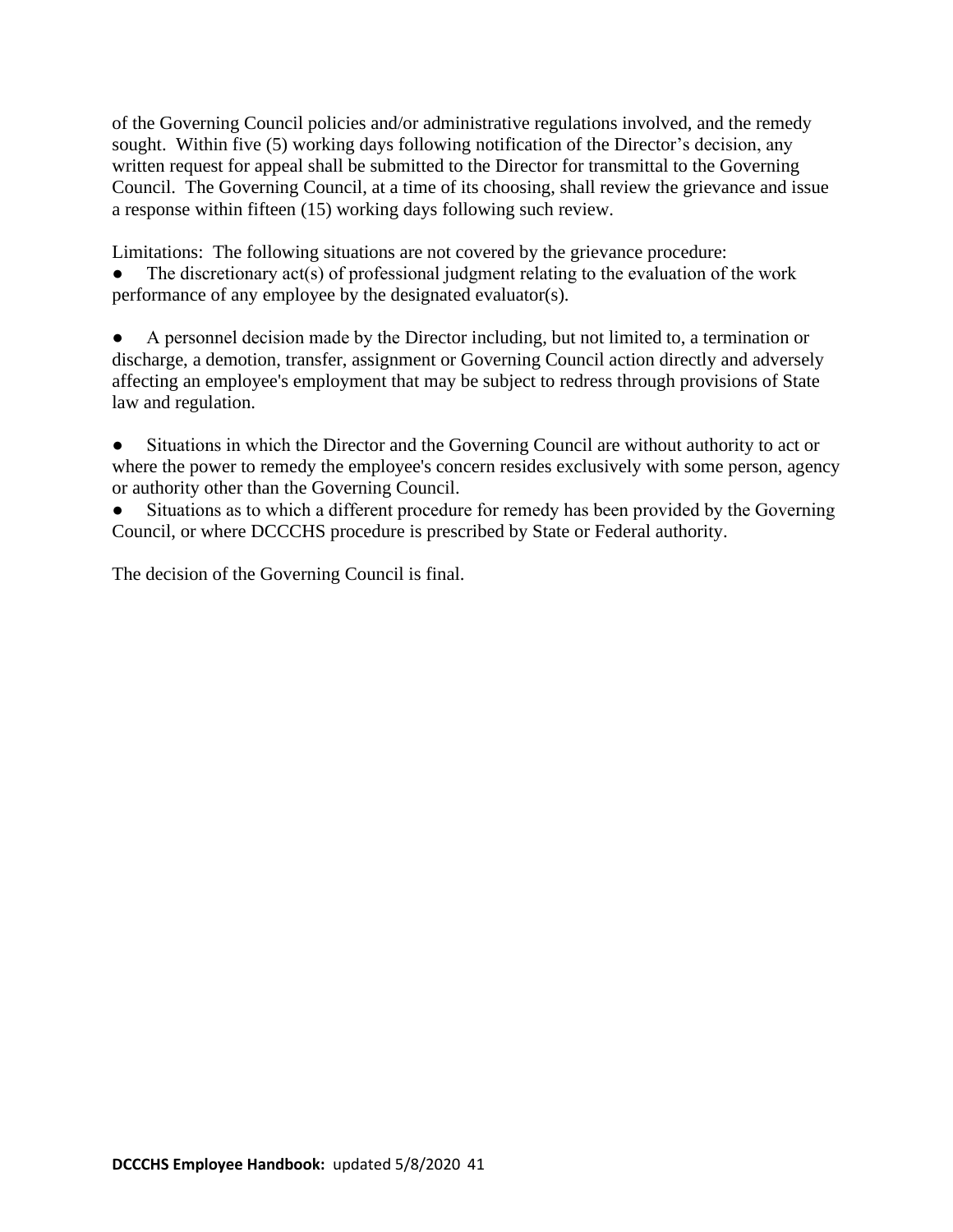of the Governing Council policies and/or administrative regulations involved, and the remedy sought. Within five (5) working days following notification of the Director's decision, any written request for appeal shall be submitted to the Director for transmittal to the Governing Council. The Governing Council, at a time of its choosing, shall review the grievance and issue a response within fifteen (15) working days following such review.

Limitations: The following situations are not covered by the grievance procedure:

- The discretionary act(s) of professional judgment relating to the evaluation of the work performance of any employee by the designated evaluator(s).

- A personnel decision made by the Director including, but not limited to, a termination or discharge, a demotion, transfer, assignment or Governing Council action directly and adversely affecting an employee's employment that may be subject to redress through provisions of State law and regulation.

- Situations in which the Director and the Governing Council are without authority to act or where the power to remedy the employee's concern resides exclusively with some person, agency or authority other than the Governing Council.
- Situations as to which a different procedure for remedy has been provided by the Governing Council, or where DCCCHS procedure is prescribed by State or Federal authority.

The decision of the Governing Council is final.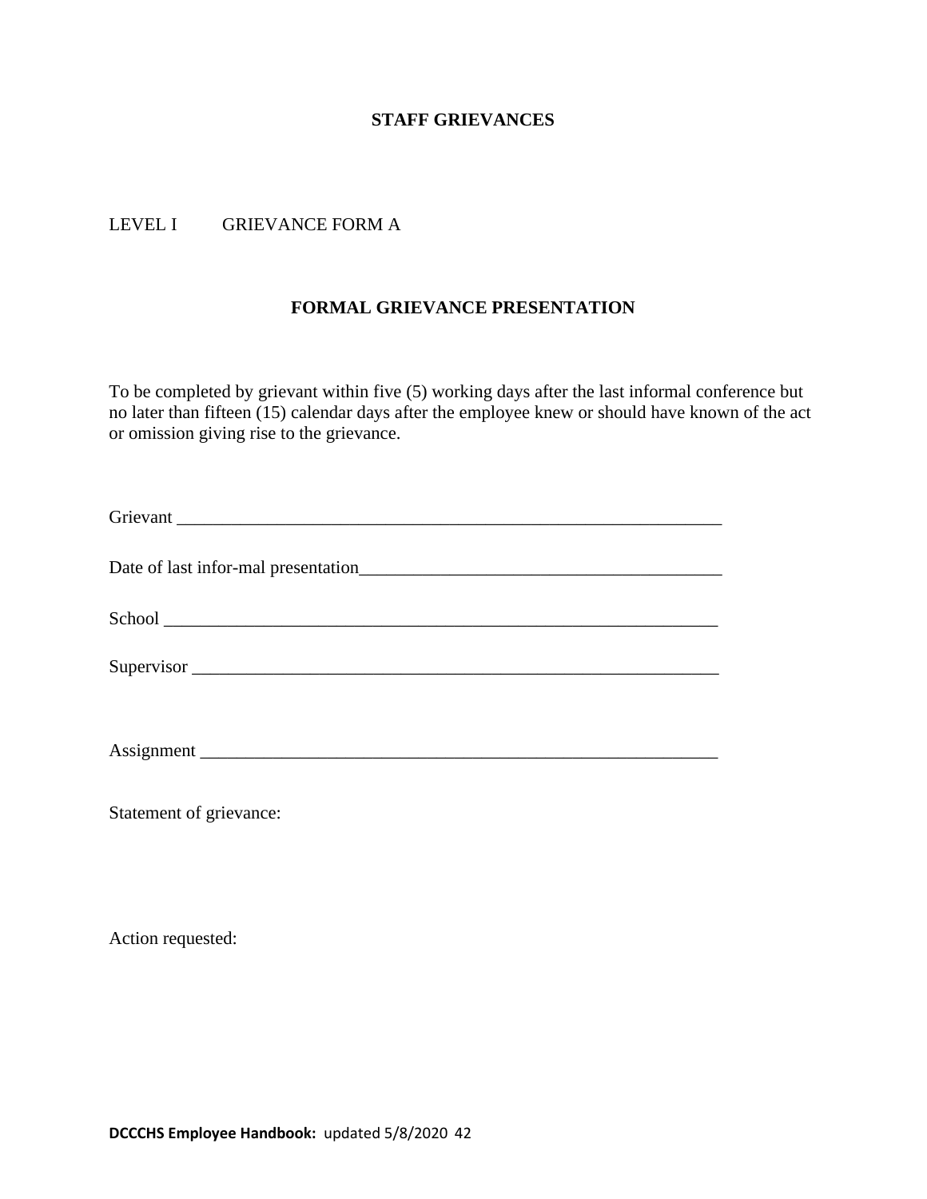## STAFF GRIEVANCES

LEVEL I GRIEVANCE FORM A

### FORMAL GRIEVANCE PRESENTATION

To be completed by grievant within five (5) working days after the last informal conference but no later than fifteen (15) calendar days after the employee knew or should have known of the act or omission giving rise to the grievance.

Grievant ______________________________________________________________

Date of last infor-mal presentation________________________________________

School _______________________________________________________________

Supervisor ____________________________________________________________

Assignment ___________________________________________________________

Statement of grievance:

Action requested: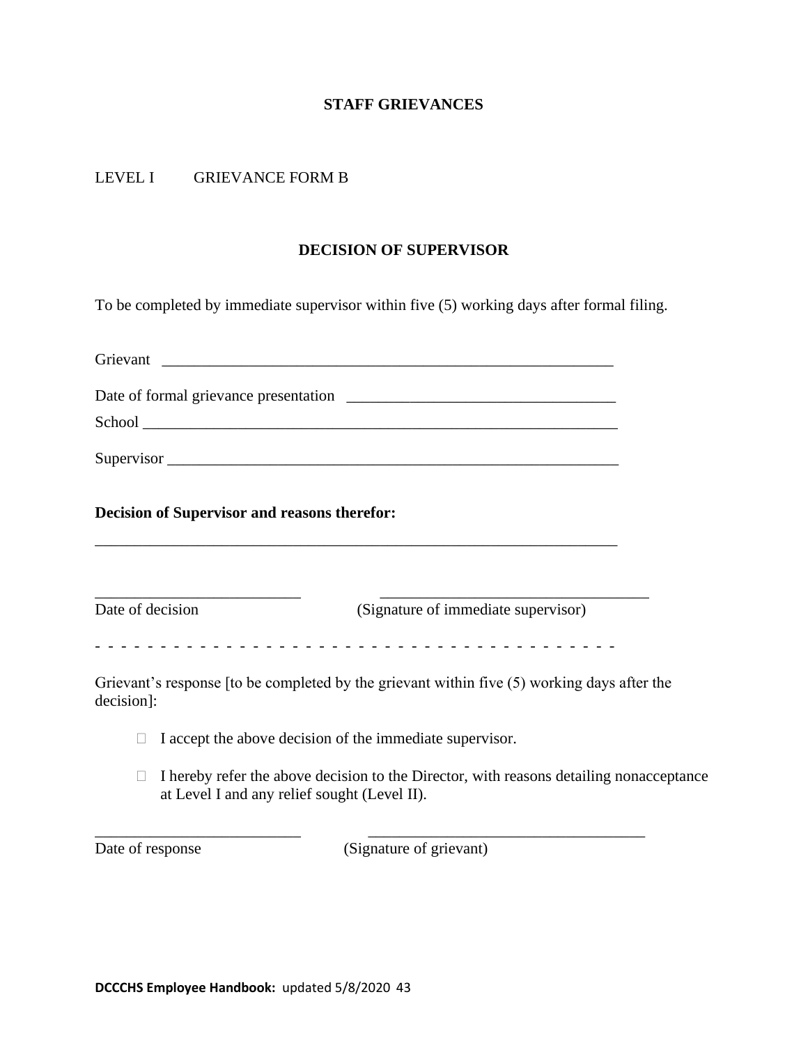## STAFF GRIEVANCES

LEVEL I GRIEVANCE FORM B

### DECISION OF SUPERVISOR

To be completed by immediate supervisor within five (5) working days after formal filing.

Grievant ____________________________________________________________

Date of formal grievance presentation ___________________________________

School ______________________________________________________________

Supervisor ___________________________________________________________

**Decision of Supervisor and reasons therefor:**

______________________________________________________________________

__________________________ __________________________________

Date of decision (Signature of immediate supervisor)

- - - - - - - - - - - - - - - - - - - - - - - - - - - - - - - - - - - - - - - - - -

Grievant's response [to be completed by the grievant within five (5) working days after the decision]:

- ☐ I accept the above decision of the immediate supervisor.
- ☐ I hereby refer the above decision to the Director, with reasons detailing nonacceptance at Level I and any relief sought (Level II).

__________________________ __________________________________

Date of response (Signature of grievant)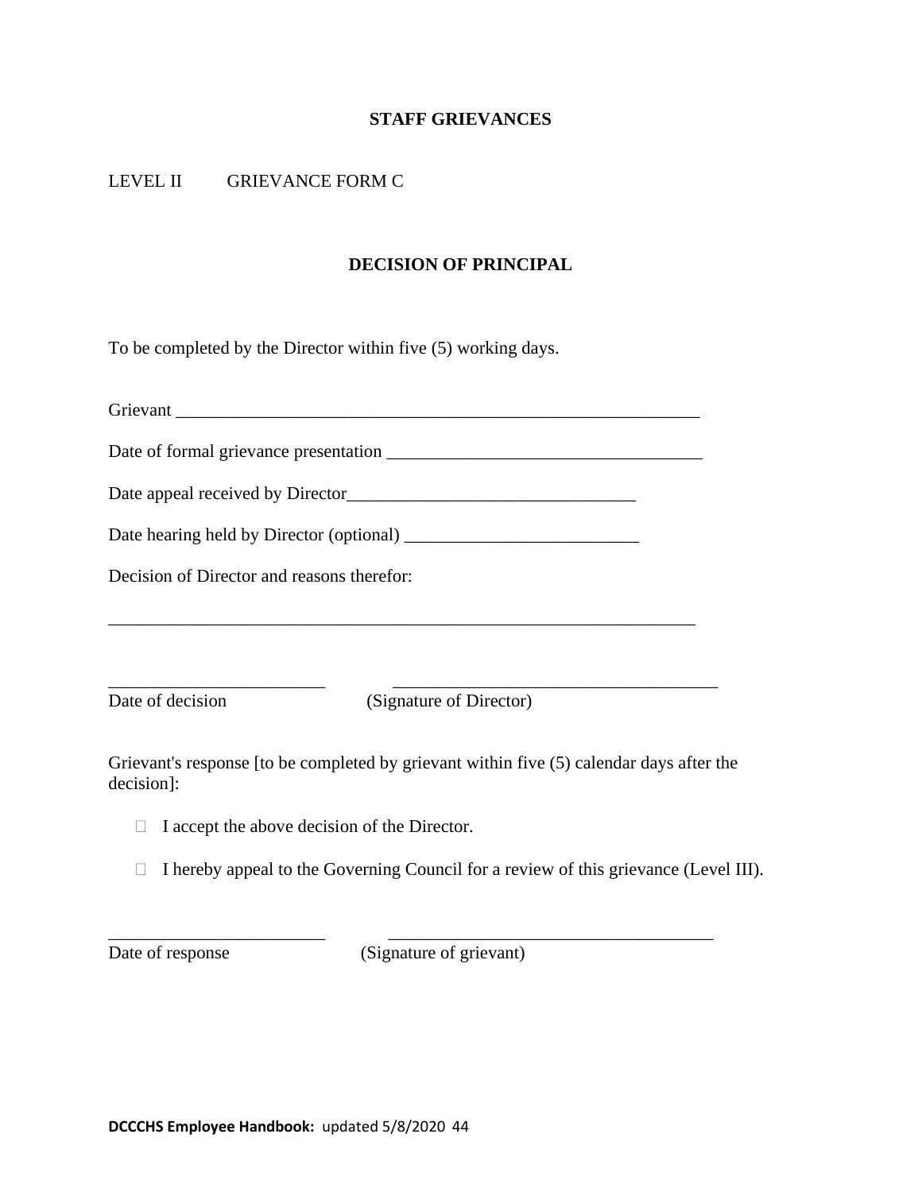**STAFF GRIEVANCES**

LEVEL II GRIEVANCE FORM C

**DECISION OF PRINCIPAL**

To be completed by the Director within five (5) working days.

Grievant ____________________________________________________________

Date of formal grievance presentation ___________________________________

Date appeal received by Director______________________________

Date hearing held by Director (optional) ________________________

Decision of Director and reasons therefor:

____________________________________________________________________

______________________ ___________________________________

Date of decision (Signature of Director)

Grievant's response [to be completed by grievant within five (5) calendar days after the decision]:

- ☐ I accept the above decision of the Director.
- ☐ I hereby appeal to the Governing Council for a review of this grievance (Level III).

______________________ ___________________________________

Date of response (Signature of grievant)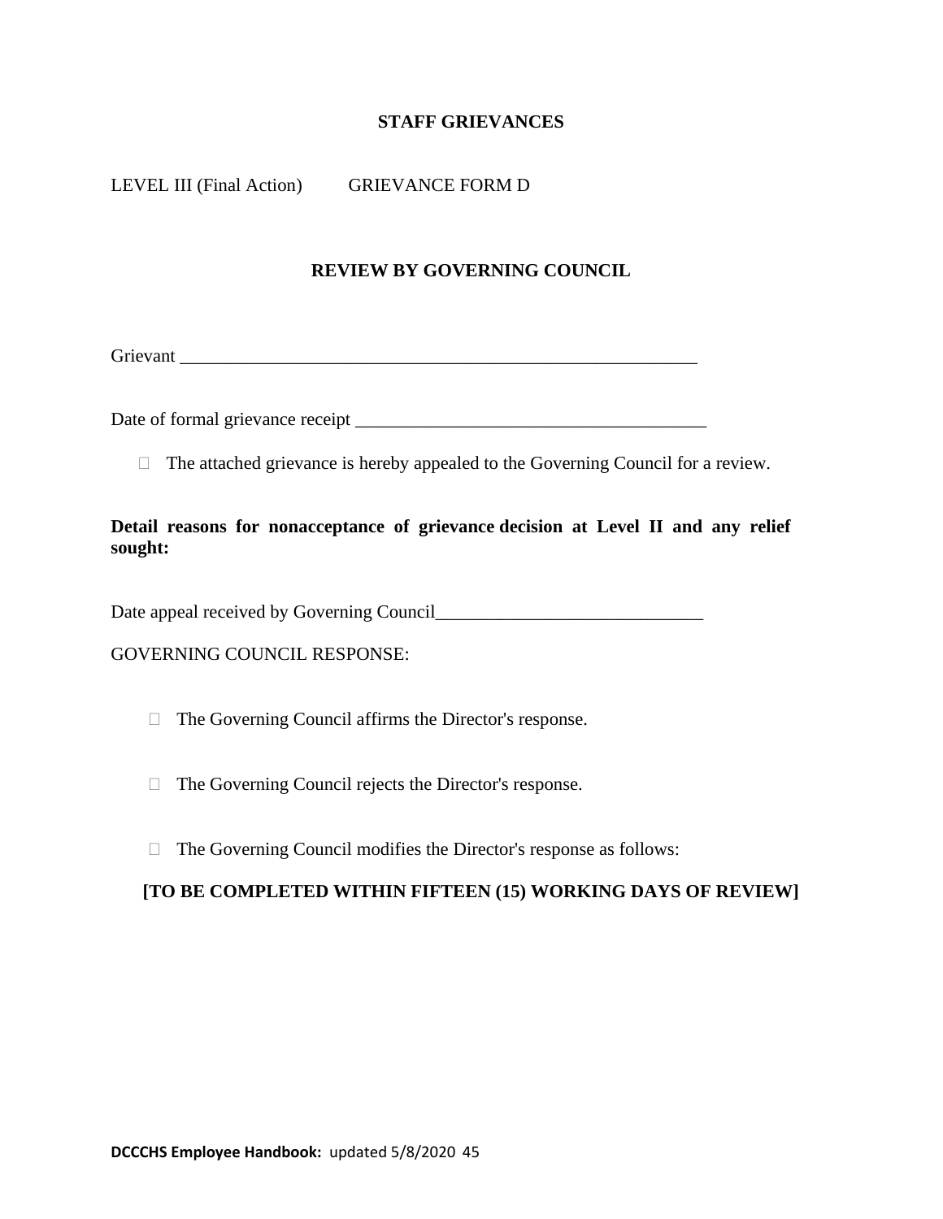## STAFF GRIEVANCES

LEVEL III (Final Action)     GRIEVANCE FORM D

## REVIEW BY GOVERNING COUNCIL

Grievant ____________________________________________________________

Date of formal grievance receipt ________________________________________

- ☐ The attached grievance is hereby appealed to the Governing Council for a review.

**Detail reasons for nonacceptance of grievance decision at Level II and any relief sought:**

Date appeal received by Governing Council______________________________

GOVERNING COUNCIL RESPONSE:

- ☐ The Governing Council affirms the Director's response.
- ☐ The Governing Council rejects the Director's response.
- ☐ The Governing Council modifies the Director's response as follows:

**[TO BE COMPLETED WITHIN FIFTEEN (15) WORKING DAYS OF REVIEW]**